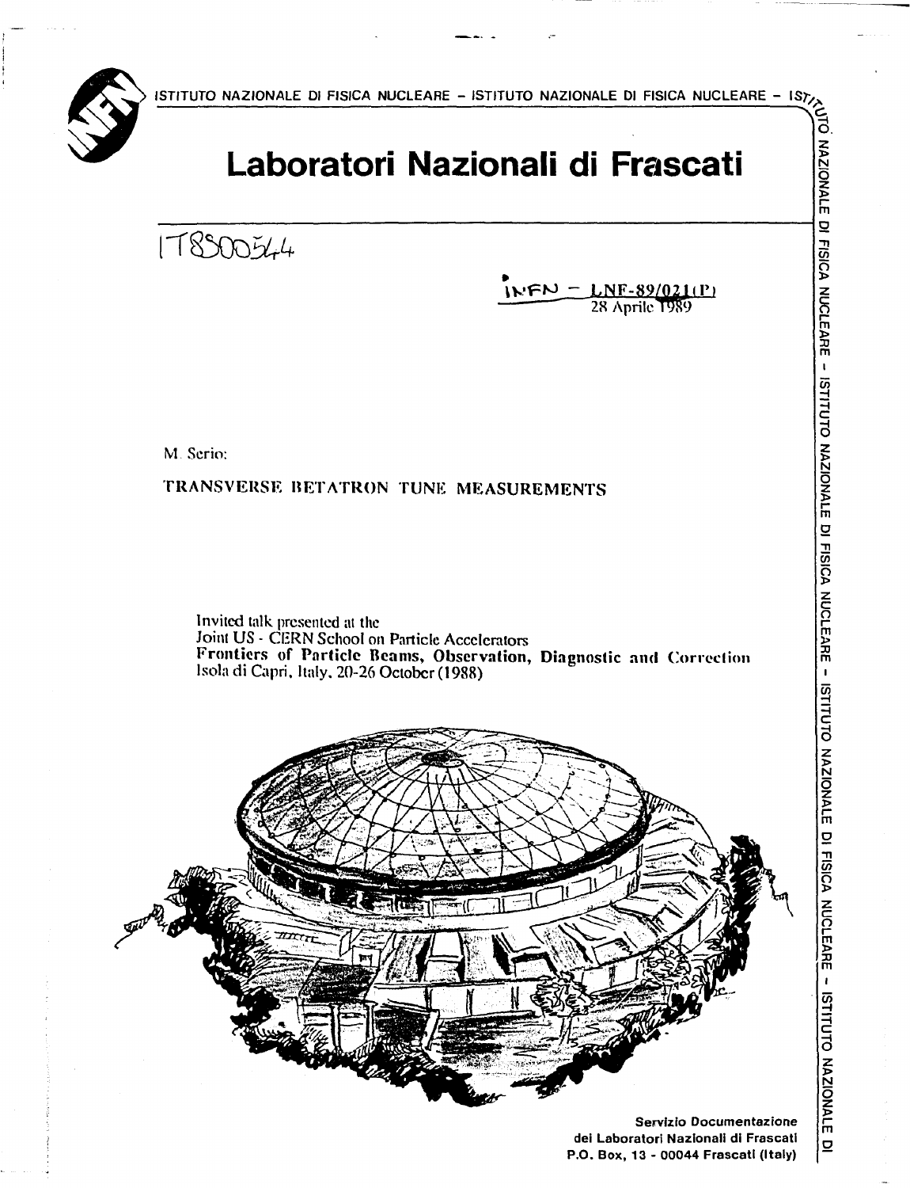ISTITUTO NAZIONALE DI FISICA NUCLEARE – ISTITUTO NAZIONALE DI FISICA NUCLEARE

# Laboratori Nazionali di Frascati

IT8800544

INFN – LNF-89/021(P)
28 Aprile 1989

M. Serio:

## TRANSVERSE BETATRON TUNE MEASUREMENTS

Invited talk presented at the
Joint US - CERN School on Particle Accelerators
**Frontiers of Particle Beams, Observation, Diagnostic and Correction**
Isola di Capri, Italy, 20-26 October (1988)

**Servizio Documentazione**
**dei Laboratori Nazionali di Frascati**
**P.O. Box, 13 - 00044 Frascati (Italy)**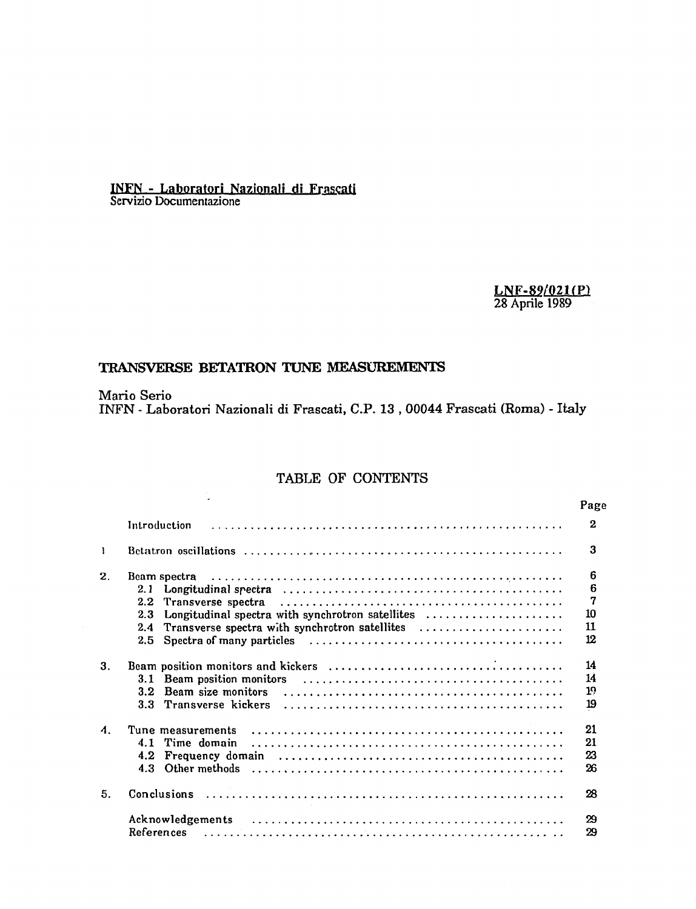**INFN - Laboratori Nazionali di Frascati**
Servizio Documentazione

**LNF-89/021(P)**
28 Aprile 1989

# TRANSVERSE BETATRON TUNE MEASUREMENTS

Mario Serio
INFN - Laboratori Nazionali di Frascati, C.P. 13 , 00044 Frascati (Roma) - Italy

## TABLE OF CONTENTS

| | | Page |
|---|---|---|
| | Introduction | 2 |
| 1 | Betatron oscillations | 3 |
| 2. | Beam spectra | 6 |
| | 2.1 Longitudinal spectra | 6 |
| | 2.2 Transverse spectra | 7 |
| | 2.3 Longitudinal spectra with synchrotron satellites | 10 |
| | 2.4 Transverse spectra with synchrotron satellites | 11 |
| | 2.5 Spectra of many particles | 12 |
| 3. | Beam position monitors and kickers | 14 |
| | 3.1 Beam position monitors | 14 |
| | 3.2 Beam size monitors | 19 |
| | 3.3 Transverse kickers | 19 |
| 4. | Tune measurements | 21 |
| | 4.1 Time domain | 21 |
| | 4.2 Frequency domain | 23 |
| | 4.3 Other methods | 26 |
| 5. | Conclusions | 28 |
| | Acknowledgements | 29 |
| | References | 29 |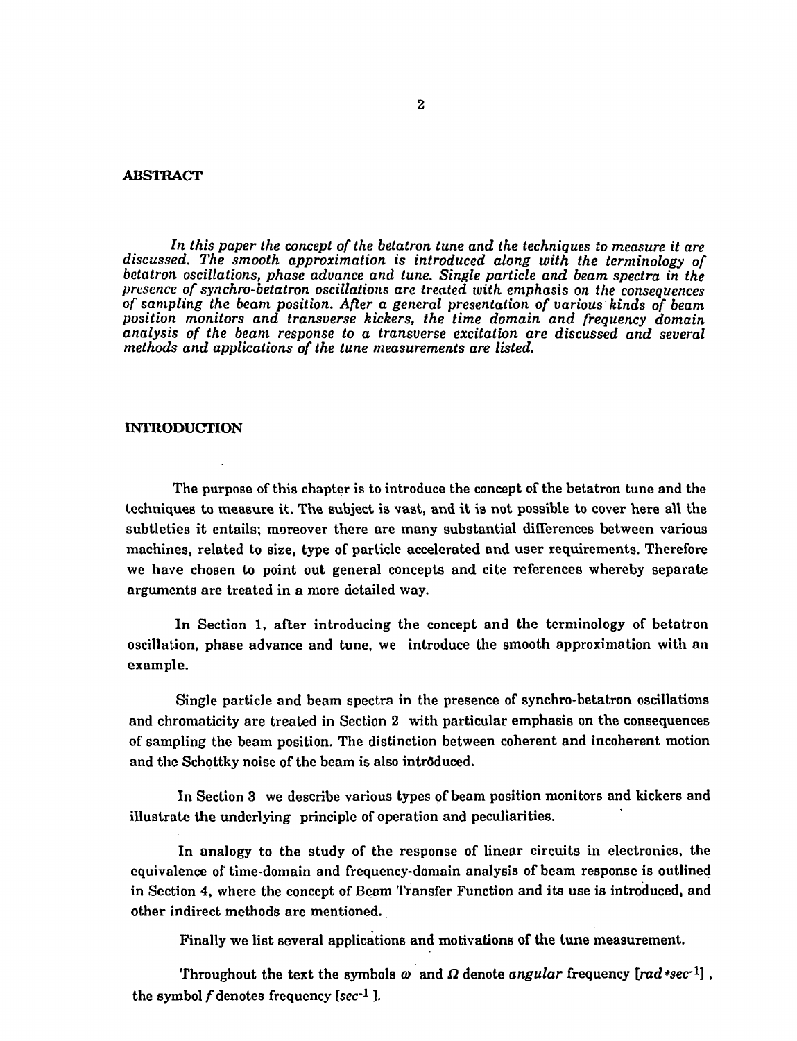## ABSTRACT

*In this paper the concept of the betatron tune and the techniques to measure it are discussed. The smooth approximation is introduced along with the terminology of betatron oscillations, phase advance and tune. Single particle and beam spectra in the presence of synchro-betatron oscillations are treated with emphasis on the consequences of sampling the beam position. After a general presentation of various kinds of beam position monitors and transverse kickers, the time domain and frequency domain analysis of the beam response to a transverse excitation are discussed and several methods and applications of the tune measurements are listed.*

## INTRODUCTION

The purpose of this chapter is to introduce the concept of the betatron tune and the techniques to measure it. The subject is vast, and it is not possible to cover here all the subtleties it entails; moreover there are many substantial differences between various machines, related to size, type of particle accelerated and user requirements. Therefore we have chosen to point out general concepts and cite references whereby separate arguments are treated in a more detailed way.

In Section 1, after introducing the concept and the terminology of betatron oscillation, phase advance and tune, we introduce the smooth approximation with an example.

Single particle and beam spectra in the presence of synchro-betatron oscillations and chromaticity are treated in Section 2 with particular emphasis on the consequences of sampling the beam position. The distinction between coherent and incoherent motion and the Schottky noise of the beam is also introduced.

In Section 3 we describe various types of beam position monitors and kickers and illustrate the underlying principle of operation and peculiarities.

In analogy to the study of the response of linear circuits in electronics, the equivalence of time-domain and frequency-domain analysis of beam response is outlined in Section 4, where the concept of Beam Transfer Function and its use is introduced, and other indirect methods are mentioned.

Finally we list several applications and motivations of the tune measurement.

Throughout the text the symbols $\omega$ and $\Omega$ denote *angular* frequency [$rad*sec^{-1}$], the symbol $f$ denotes frequency [$sec^{-1}$].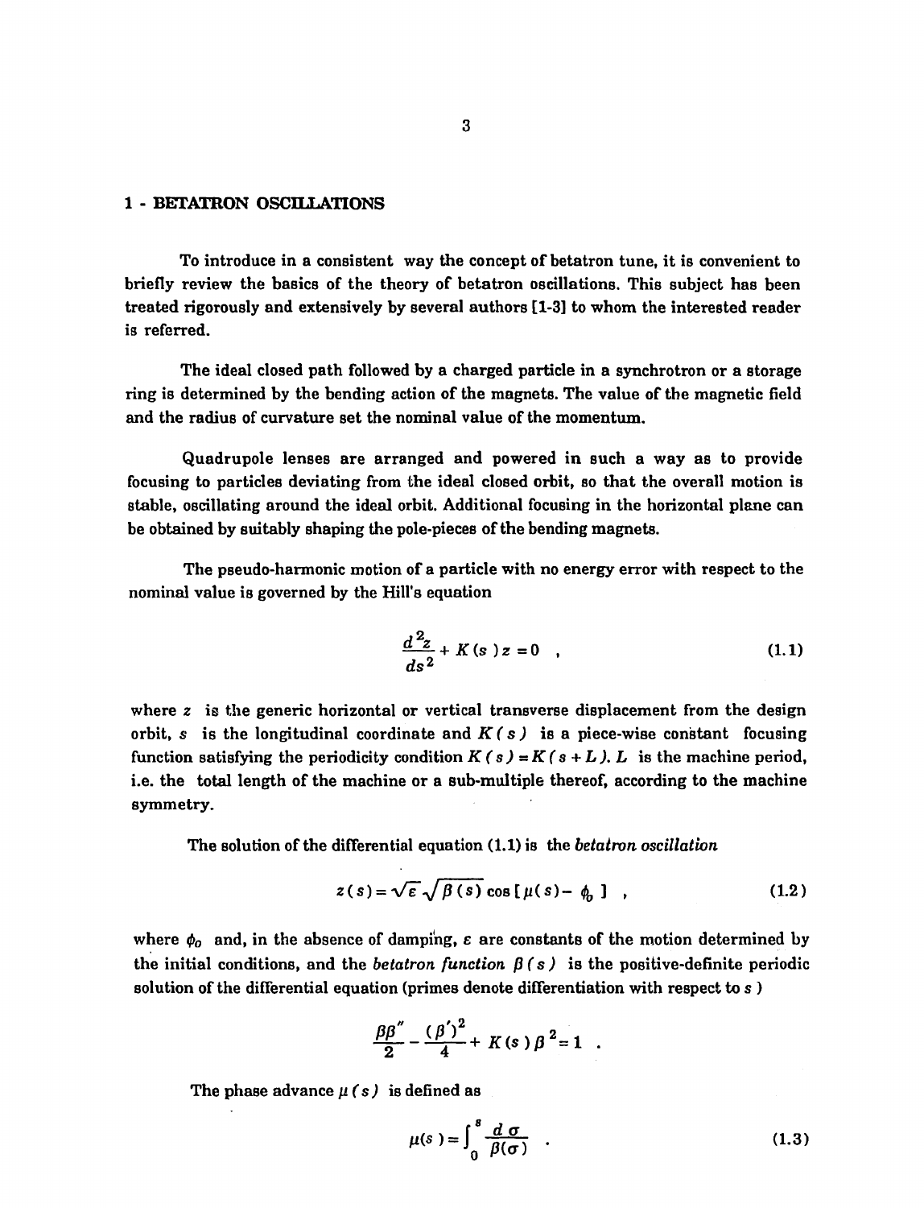## 1 - BETATRON OSCILLATIONS

To introduce in a consistent way the concept of betatron tune, it is convenient to briefly review the basics of the theory of betatron oscillations. This subject has been treated rigorously and extensively by several authors [1-3] to whom the interested reader is referred.

The ideal closed path followed by a charged particle in a synchrotron or a storage ring is determined by the bending action of the magnets. The value of the magnetic field and the radius of curvature set the nominal value of the momentum.

Quadrupole lenses are arranged and powered in such a way as to provide focusing to particles deviating from the ideal closed orbit, so that the overall motion is stable, oscillating around the ideal orbit. Additional focusing in the horizontal plane can be obtained by suitably shaping the pole-pieces of the bending magnets.

The pseudo-harmonic motion of a particle with no energy error with respect to the nominal value is governed by the Hill's equation

$$\frac{d^2 z}{ds^2} + K(s)\, z = 0 \quad , \tag{1.1}$$

where $z$ is the generic horizontal or vertical transverse displacement from the design orbit, $s$ is the longitudinal coordinate and $K(s)$ is a piece-wise constant focusing function satisfying the periodicity condition $K(s) = K(s + L)$. $L$ is the machine period, i.e. the total length of the machine or a sub-multiple thereof, according to the machine symmetry.

The solution of the differential equation (1.1) is the *betatron oscillation*

$$z(s) = \sqrt{\varepsilon}\,\sqrt{\beta(s)}\,\cos[\mu(s) - \phi_0] \quad , \tag{1.2}$$

where $\phi_0$ and, in the absence of damping, $\varepsilon$ are constants of the motion determined by the initial conditions, and the *betatron function* $\beta(s)$ is the positive-definite periodic solution of the differential equation (primes denote differentiation with respect to $s$)

$$\frac{\beta\beta''}{2} - \frac{(\beta')^2}{4} + K(s)\,\beta^2 = 1 \quad .$$

The phase advance $\mu(s)$ is defined as

$$\mu(s) = \int_0^s \frac{d\sigma}{\beta(\sigma)} \quad . \tag{1.3}$$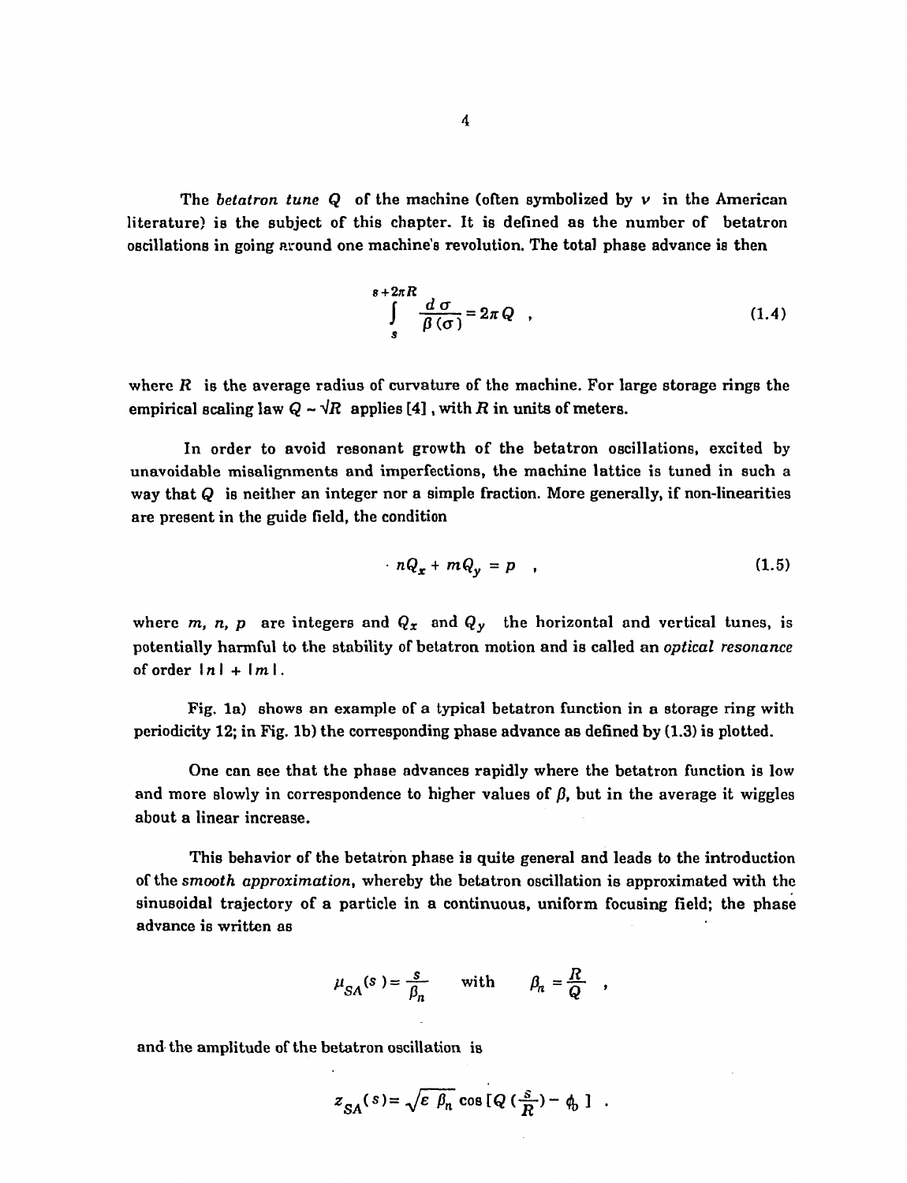The *betatron tune* $Q$ of the machine (often symbolized by $\nu$ in the American literature) is the subject of this chapter. It is defined as the number of betatron oscillations in going around one machine's revolution. The total phase advance is then

$$\int_{s}^{s+2\pi R} \frac{d\sigma}{\beta(\sigma)} = 2\pi Q \quad , \tag{1.4}$$

where $R$ is the average radius of curvature of the machine. For large storage rings the empirical scaling law $Q \sim \sqrt{R}$ applies [4], with $R$ in units of meters.

In order to avoid resonant growth of the betatron oscillations, excited by unavoidable misalignments and imperfections, the machine lattice is tuned in such a way that $Q$ is neither an integer nor a simple fraction. More generally, if non-linearities are present in the guide field, the condition

$$nQ_x + mQ_y = p \quad , \tag{1.5}$$

where $m$, $n$, $p$ are integers and $Q_x$ and $Q_y$ the horizontal and vertical tunes, is potentially harmful to the stability of betatron motion and is called an *optical resonance* of order $|n| + |m|$.

Fig. 1a) shows an example of a typical betatron function in a storage ring with periodicity 12; in Fig. 1b) the corresponding phase advance as defined by (1.3) is plotted.

One can see that the phase advances rapidly where the betatron function is low and more slowly in correspondence to higher values of $\beta$, but in the average it wiggles about a linear increase.

This behavior of the betatron phase is quite general and leads to the introduction of the *smooth approximation*, whereby the betatron oscillation is approximated with the sinusoidal trajectory of a particle in a continuous, uniform focusing field; the phase advance is written as

$$\mu_{SA}(s) = \frac{s}{\beta_n} \qquad \text{with} \qquad \beta_n = \frac{R}{Q} \quad ,$$

and the amplitude of the betatron oscillation is

$$z_{SA}(s) = \sqrt{\varepsilon\, \beta_n}\, \cos\left[Q\left(\frac{s}{R}\right) - \phi_0\right] \quad .$$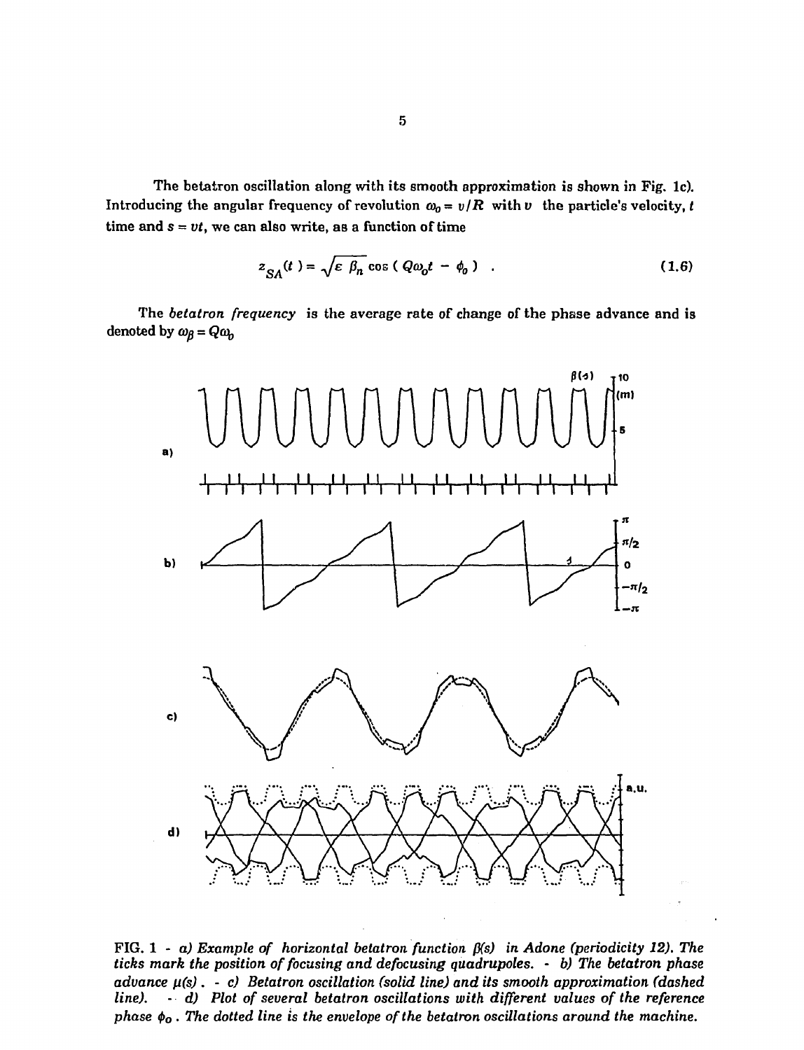The betatron oscillation along with its smooth approximation is shown in Fig. 1c). Introducing the angular frequency of revolution $\omega_0 = v/R$ with $v$ the particle's velocity, $t$ time and $s = vt$, we can also write, as a function of time

$$z_{SA}(t) = \sqrt{\varepsilon\, \beta_n} \cos\left( Q\omega_0 t - \phi_0 \right) \quad . \tag{1.6}$$

The *betatron frequency* is the average rate of change of the phase advance and is denoted by $\omega_\beta = Q\omega_0$

*FIG. 1 - a) Example of horizontal betatron function $\beta(s)$ in Adone (periodicity 12). The ticks mark the position of focusing and defocusing quadrupoles. - b) The betatron phase advance $\mu(s)$. - c) Betatron oscillation (solid line) and its smooth approximation (dashed line). - d) Plot of several betatron oscillations with different values of the reference phase $\phi_0$. The dotted line is the envelope of the betatron oscillations around the machine.*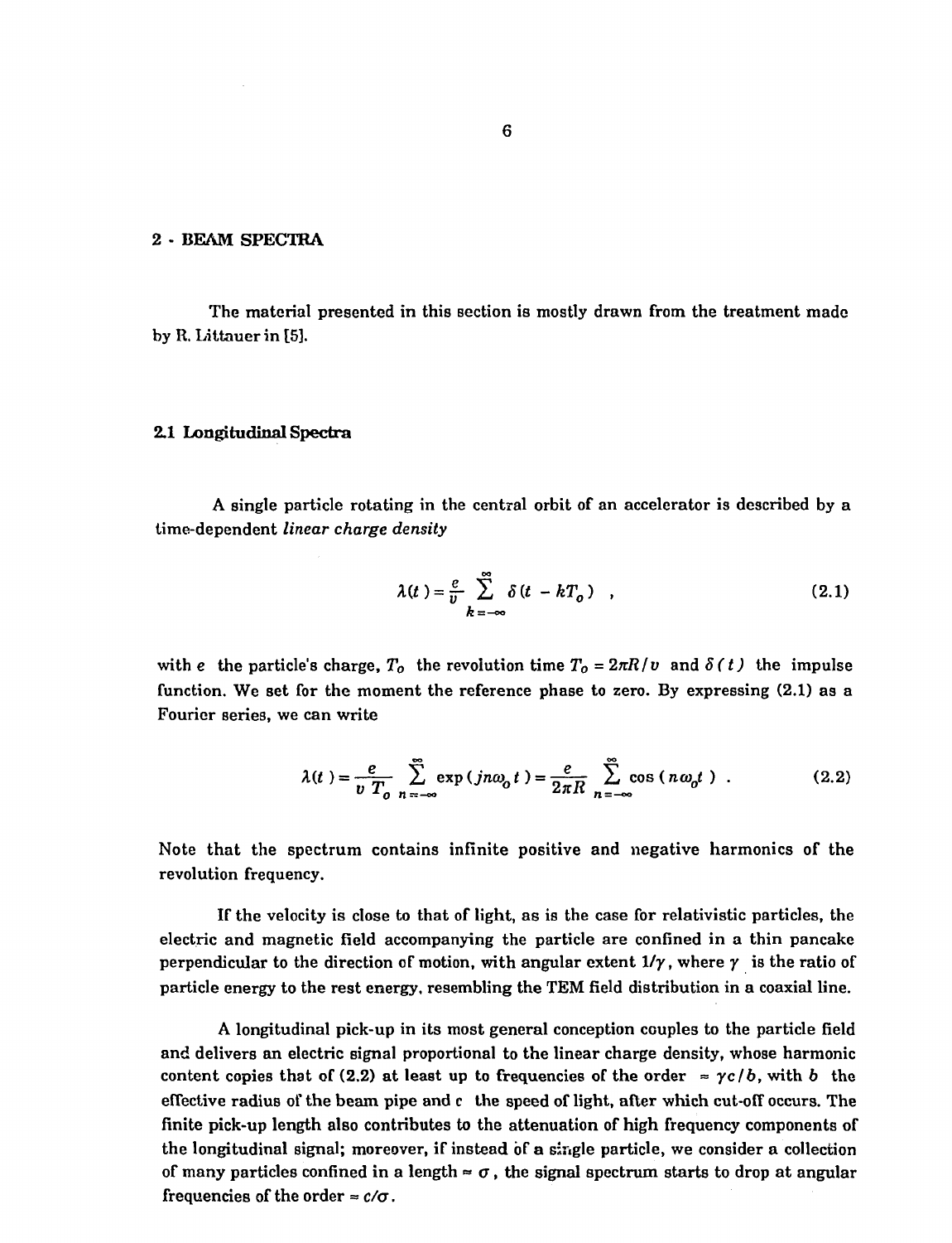## 2 - BEAM SPECTRA

The material presented in this section is mostly drawn from the treatment made by R. Littauer in [5].

### 2.1 Longitudinal Spectra

A single particle rotating in the central orbit of an accelerator is described by a time-dependent *linear charge density*

$$\lambda(t) = \frac{e}{v} \sum_{k=-\infty}^{\infty} \delta(t - kT_o) \quad , \tag{2.1}$$

with $e$ the particle's charge, $T_o$ the revolution time $T_o = 2\pi R/v$ and $\delta(t)$ the impulse function. We set for the moment the reference phase to zero. By expressing (2.1) as a Fourier series, we can write

$$\lambda(t) = \frac{e}{v\,T_o} \sum_{n=-\infty}^{\infty} \exp(jn\omega_o t) = \frac{e}{2\pi R} \sum_{n=-\infty}^{\infty} \cos(n\omega_o t) \ . \tag{2.2}$$

Note that the spectrum contains infinite positive and negative harmonics of the revolution frequency.

If the velocity is close to that of light, as is the case for relativistic particles, the electric and magnetic field accompanying the particle are confined in a thin pancake perpendicular to the direction of motion, with angular extent $1/\gamma$, where $\gamma$ is the ratio of particle energy to the rest energy, resembling the TEM field distribution in a coaxial line.

A longitudinal pick-up in its most general conception couples to the particle field and delivers an electric signal proportional to the linear charge density, whose harmonic content copies that of (2.2) at least up to frequencies of the order $\approx \gamma c/b$, with $b$ the effective radius of the beam pipe and c the speed of light, after which cut-off occurs. The finite pick-up length also contributes to the attenuation of high frequency components of the longitudinal signal; moreover, if instead of a single particle, we consider a collection of many particles confined in a length $\approx \sigma$, the signal spectrum starts to drop at angular frequencies of the order $\approx c/\sigma$.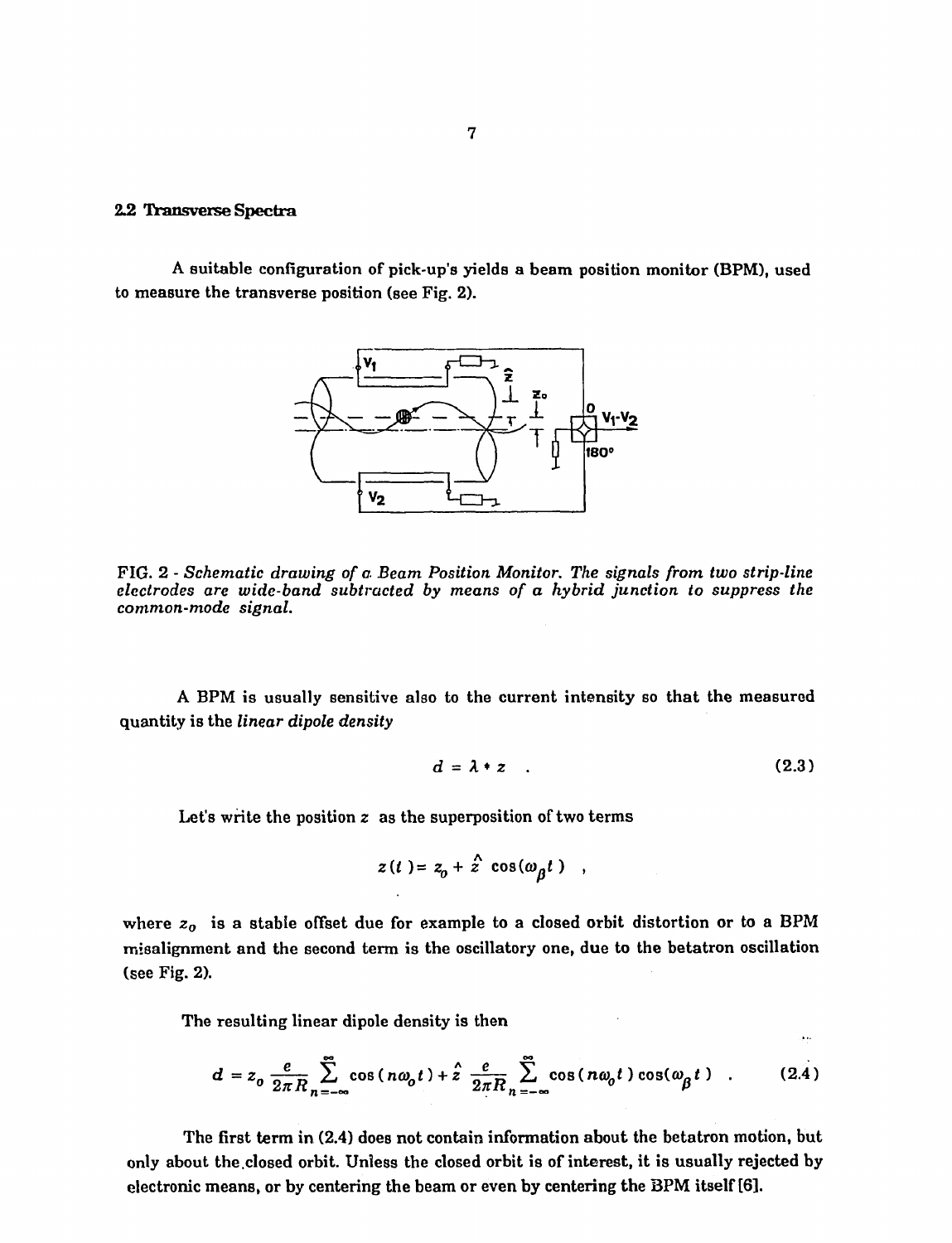## 2.2 Transverse Spectra

A suitable configuration of pick-up's yields a beam position monitor (BPM), used to measure the transverse position (see Fig. 2).

FIG. 2 - *Schematic drawing of a Beam Position Monitor. The signals from two strip-line electrodes are wide-band subtracted by means of a hybrid junction to suppress the common-mode signal.*

A BPM is usually sensitive also to the current intensity so that the measured quantity is the *linear dipole density*

$$d = \lambda * z \quad . \tag{2.3}$$

Let's write the position $z$ as the superposition of two terms

$$z(t) = z_o + \hat{z}\cos(\omega_\beta t) \quad ,$$

where $z_o$ is a stable offset due for example to a closed orbit distortion or to a BPM misalignment and the second term is the oscillatory one, due to the betatron oscillation (see Fig. 2).

The resulting linear dipole density is then

$$d = z_o \frac{e}{2\pi R} \sum_{n=-\infty}^{\infty} \cos(n\omega_o t) + \hat{z}\frac{e}{2\pi R} \sum_{n=-\infty}^{\infty} \cos(n\omega_o t)\cos(\omega_\beta t) \quad . \tag{2.4}$$

The first term in (2.4) does not contain information about the betatron motion, but only about the closed orbit. Unless the closed orbit is of interest, it is usually rejected by electronic means, or by centering the beam or even by centering the BPM itself [6].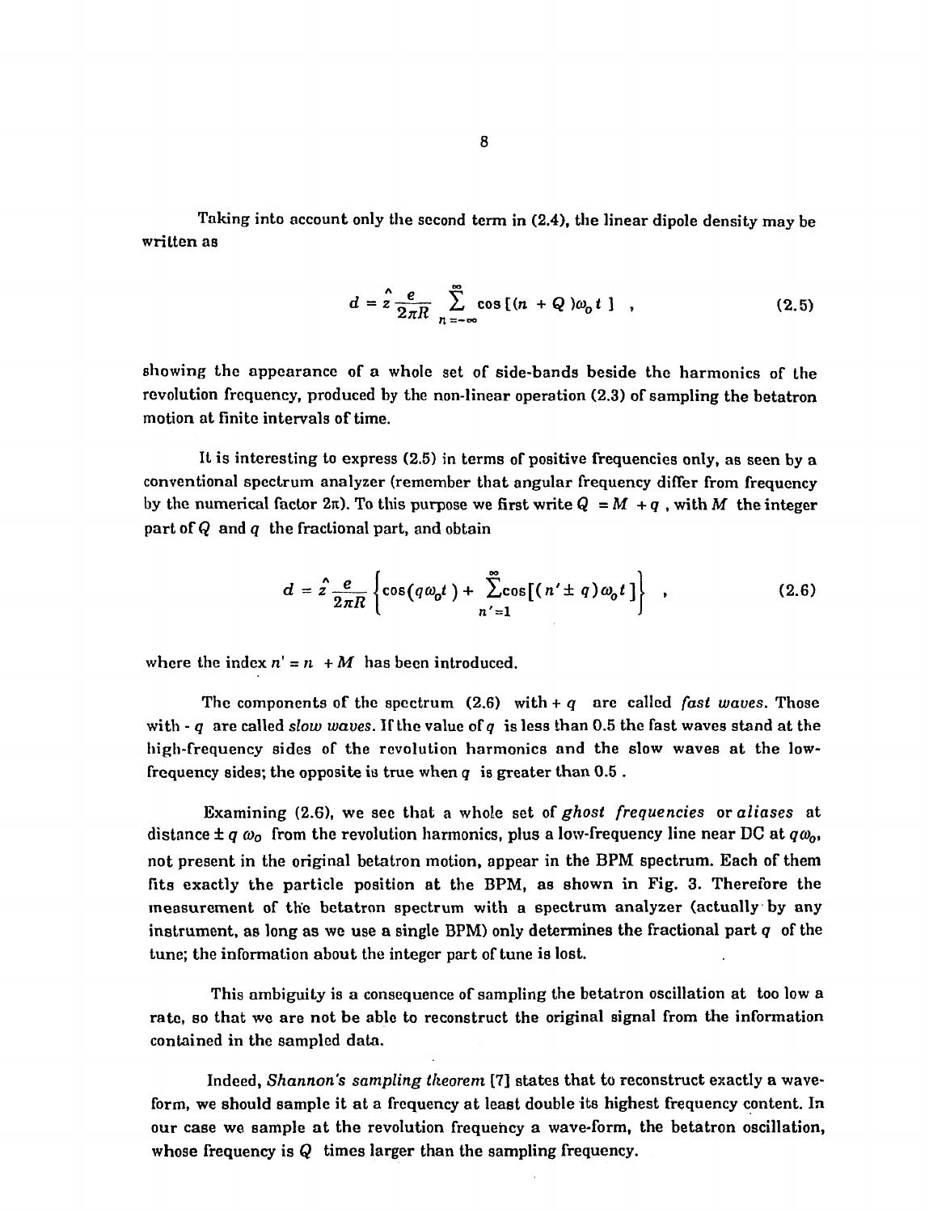Taking into account only the second term in (2.4), the linear dipole density may be written as

$$d = \hat{z}\frac{e}{2\pi R}\sum_{n=-\infty}^{\infty}\cos\left[(n + Q)\omega_0 t\right] \quad , \tag{2.5}$$

showing the appearance of a whole set of side-bands beside the harmonics of the revolution frequency, produced by the non-linear operation (2.3) of sampling the betatron motion at finite intervals of time.

It is interesting to express (2.5) in terms of positive frequencies only, as seen by a conventional spectrum analyzer (remember that angular frequency differ from frequency by the numerical factor $2\pi$). To this purpose we first write $Q = M + q$ , with $M$ the integer part of $Q$ and $q$ the fractional part, and obtain

$$d = \hat{z}\frac{e}{2\pi R}\left\{\cos(q\omega_0 t) + \sum_{n'=1}^{\infty}\cos\left[(n' \pm q)\omega_0 t\right]\right\} \quad , \tag{2.6}$$

where the index $n' = n + M$ has been introduced.

The components of the spectrum (2.6) with $+ q$ are called *fast waves*. Those with $- q$ are called *slow waves*. If the value of $q$ is less than 0.5 the fast waves stand at the high-frequency sides of the revolution harmonics and the slow waves at the low-frequency sides; the opposite is true when $q$ is greater than 0.5 .

Examining (2.6), we see that a whole set of *ghost frequencies* or *aliases* at distance $\pm q\,\omega_0$ from the revolution harmonics, plus a low-frequency line near DC at $q\omega_0$, not present in the original betatron motion, appear in the BPM spectrum. Each of them fits exactly the particle position at the BPM, as shown in Fig. 3. Therefore the measurement of the betatron spectrum with a spectrum analyzer (actually by any instrument, as long as we use a single BPM) only determines the fractional part $q$ of the tune; the information about the integer part of tune is lost.

This ambiguity is a consequence of sampling the betatron oscillation at too low a rate, so that we are not be able to reconstruct the original signal from the information contained in the sampled data.

Indeed, *Shannon's sampling theorem* [7] states that to reconstruct exactly a wave-form, we should sample it at a frequency at least double its highest frequency content. In our case we sample at the revolution frequency a wave-form, the betatron oscillation, whose frequency is $Q$ times larger than the sampling frequency.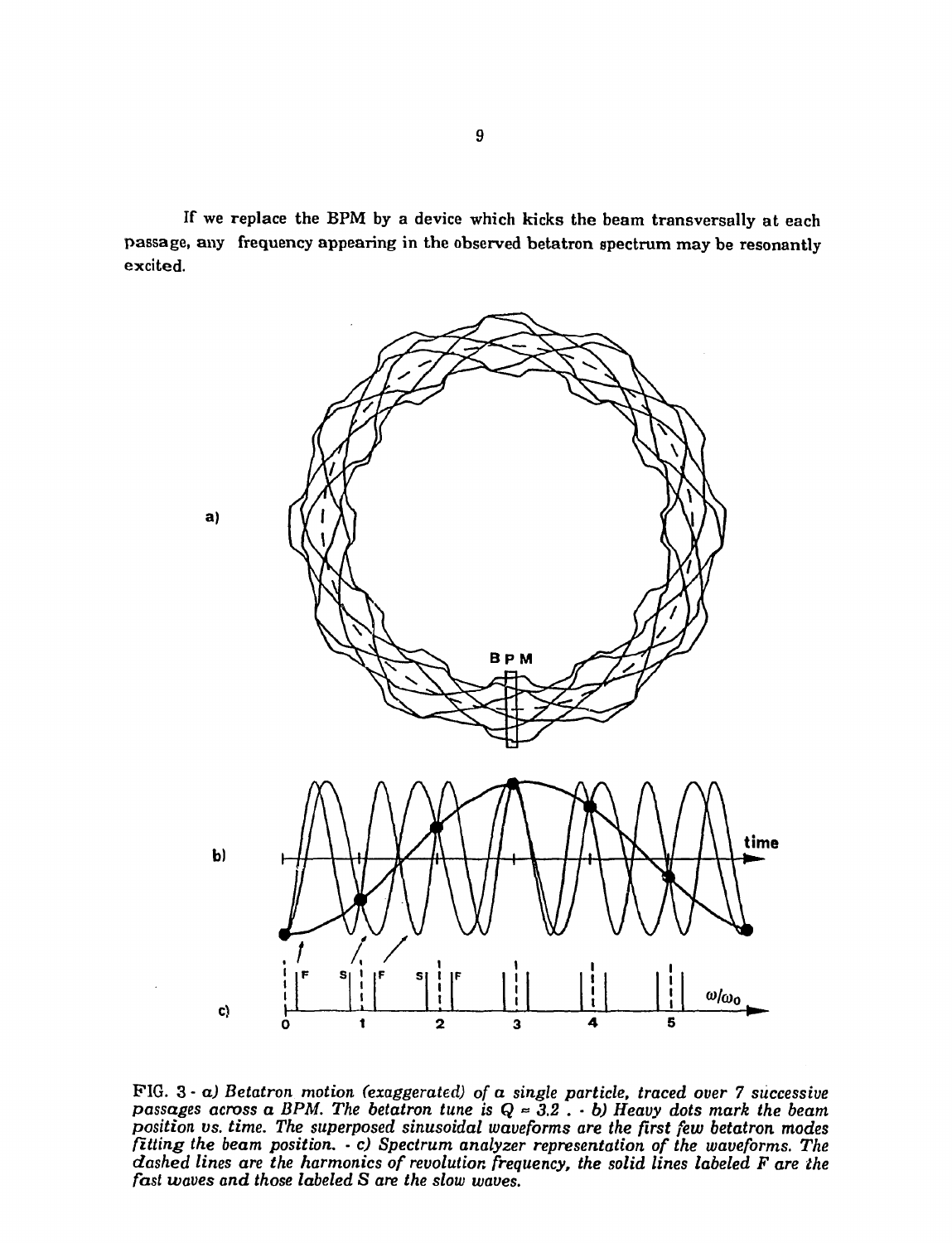If we replace the BPM by a device which kicks the beam transversally at each passage, any frequency appearing in the observed betatron spectrum may be resonantly excited.

*FIG. 3 - a) Betatron motion (exaggerated) of a single particle, traced over 7 successive passages across a BPM. The betatron tune is $Q \approx 3.2$ . - b) Heavy dots mark the beam position vs. time. The superposed sinusoidal waveforms are the first few betatron modes fitting the beam position. - c) Spectrum analyzer representation of the waveforms. The dashed lines are the harmonics of revolution frequency, the solid lines labeled F are the fast waves and those labeled S are the slow waves.*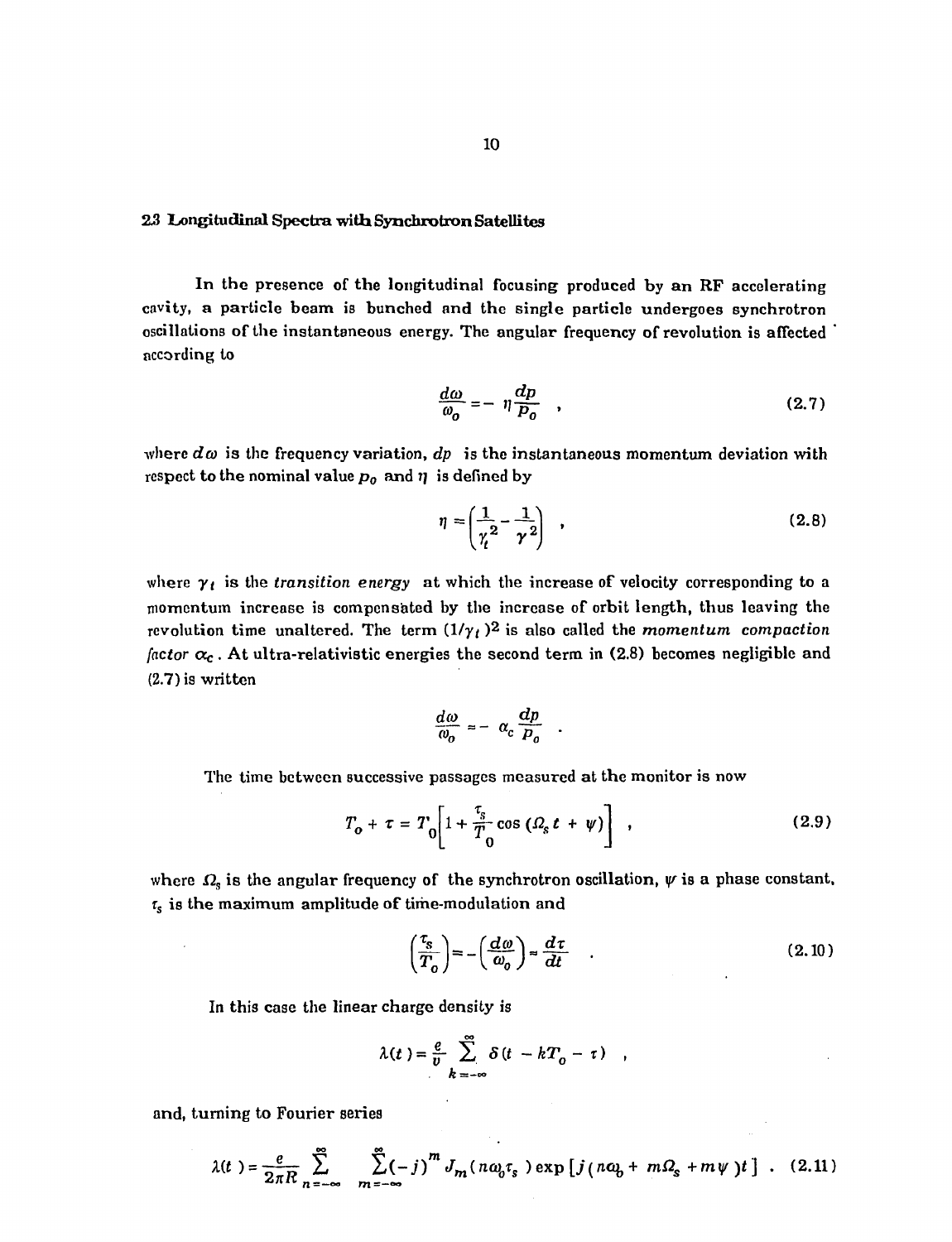## 2.3 Longitudinal Spectra with Synchrotron Satellites

In the presence of the longitudinal focusing produced by an RF accelerating cavity, a particle beam is bunched and the single particle undergoes synchrotron oscillations of the instantaneous energy. The angular frequency of revolution is affected according to

$$\frac{d\omega}{\omega_o} = -\ \eta \frac{dp}{p_o} \quad , \tag{2.7}$$

where $d\omega$ is the frequency variation, $dp$ is the instantaneous momentum deviation with respect to the nominal value $p_o$ and $\eta$ is defined by

$$\eta = \left(\frac{1}{\gamma_t^2} - \frac{1}{\gamma^2}\right) \quad , \tag{2.8}$$

where $\gamma_t$ is the *transition energy* at which the increase of velocity corresponding to a momentum increase is compensated by the increase of orbit length, thus leaving the revolution time unaltered. The term $(1/\gamma_t)^2$ is also called the *momentum compaction factor* $\alpha_c$. At ultra-relativistic energies the second term in (2.8) becomes negligible and (2.7) is written

$$\frac{d\omega}{\omega_o} \approx -\ \alpha_c \frac{dp}{p_o} \quad .$$

The time between successive passages measured at the monitor is now

$$T_o + \tau = T_0\left[1 + \frac{\tau_s}{T_0}\cos\left(\Omega_s t + \psi\right)\right] \quad , \tag{2.9}$$

where $\Omega_s$ is the angular frequency of the synchrotron oscillation, $\psi$ is a phase constant, $\tau_s$ is the maximum amplitude of time-modulation and

$$\left(\frac{\tau_s}{T_o}\right) = -\left(\frac{d\omega}{\omega_o}\right) = \frac{d\tau}{dt} \quad . \tag{2.10}$$

In this case the linear charge density is

$$\lambda(t) = \frac{e}{v}\sum_{k=-\infty}^{\infty} \delta\left(t - kT_o - \tau\right) \quad ,$$

and, turning to Fourier series

$$\lambda(t) = \frac{e}{2\pi R}\sum_{n=-\infty}^{\infty}\ \sum_{m=-\infty}^{\infty}(-j)^m J_m(n\omega_o\tau_s)\exp\left[j\left(n\omega_o + m\Omega_s + m\psi\right)t\right] \quad . \tag{2.11}$$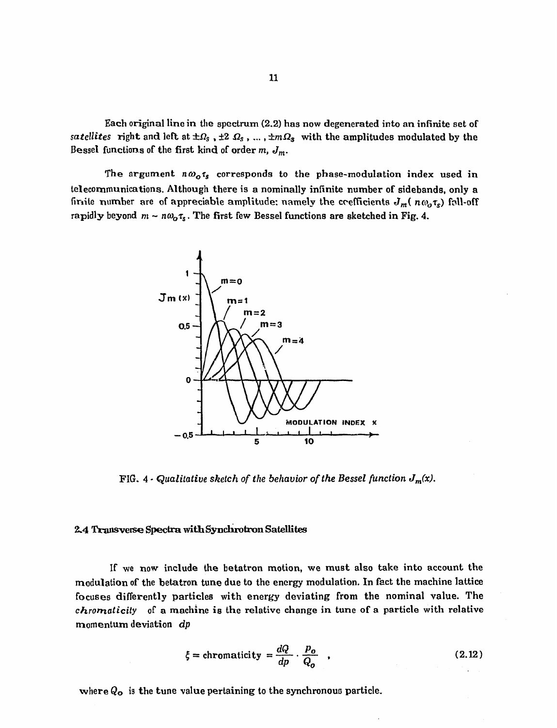Each original line in the spectrum (2.2) has now degenerated into an infinite set of *satellites* right and left at $\pm\Omega_s$ , $\pm 2\ \Omega_s$ , ... , $\pm m\Omega_s$ with the amplitudes modulated by the Bessel functions of the first kind of order $m$, $J_m$.

The argument $n\omega_o\tau_s$ corresponds to the phase-modulation index used in telecommunications. Although there is a nominally infinite number of sidebands, only a finite number are of appreciable amplitude: namely the coefficients $J_m( n\omega_o\tau_s)$ fall-off rapidly beyond $m \sim n\omega_o\tau_s$. The first few Bessel functions are sketched in Fig. 4.

FIG. 4 - *Qualitative sketch of the behavior of the Bessel function $J_m(x)$.*

## 2.4 Transverse Spectra with Synchrotron Satellites

If we now include the betatron motion, we must also take into account the modulation of the betatron tune due to the energy modulation. In fact the machine lattice focuses differently particles with energy deviating from the nominal value. The *chromaticity* of a machine is the relative change in tune of a particle with relative momentum deviation $dp$

$$\xi = \text{chromaticity} = \frac{dQ}{dp} \cdot \frac{p_o}{Q_o} \quad , \tag{2.12}$$

where $Q_o$ is the tune value pertaining to the synchronous particle.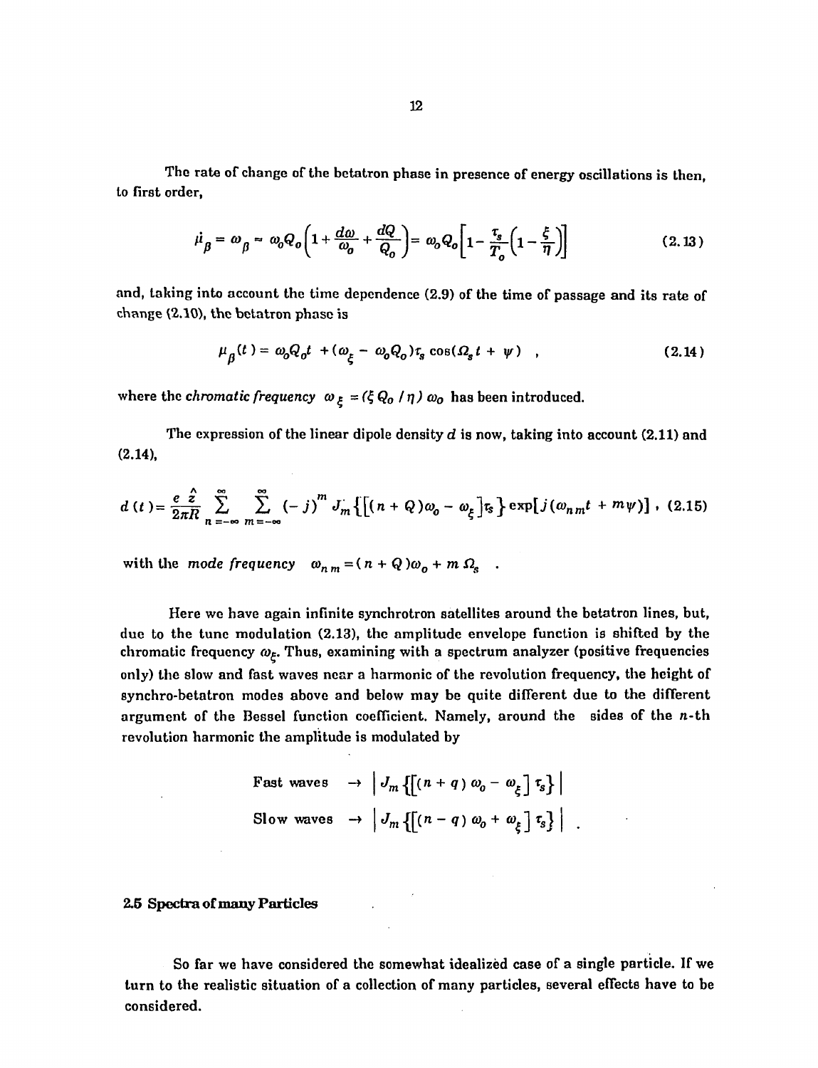The rate of change of the betatron phase in presence of energy oscillations is then, to first order,

$$\dot{\mu}_\beta = \omega_\beta \approx \omega_o Q_o \left(1 + \frac{d\omega}{\omega_o} + \frac{dQ}{Q_o}\right) = \omega_o Q_o \left[1 - \frac{\tau_s}{T_o}\left(1 - \frac{\xi}{\eta}\right)\right] \tag{2.13}$$

and, taking into account the time dependence (2.9) of the time of passage and its rate of change (2.10), the betatron phase is

$$\mu_\beta(t) = \omega_o Q_o t + (\omega_\xi - \omega_o Q_o)\tau_s \cos(\Omega_s t + \psi) \quad , \tag{2.14}$$

where the *chromatic frequency* $\omega_\xi = (\xi Q_o / \eta)\, \omega_o$ has been introduced.

The expression of the linear dipole density $d$ is now, taking into account (2.11) and (2.14),

$$d(t) = \frac{e\,\hat{z}}{2\pi R} \sum_{n=-\infty}^{\infty} \sum_{m=-\infty}^{\infty} (-j)^m J_m\left\{\left[(n + Q)\omega_o - \omega_\xi\right]\tau_s\right\} \exp\left[j(\omega_{nm} t + m\psi)\right] , \tag{2.15}$$

with the *mode frequency* $\omega_{nm} = (n + Q)\omega_o + m\,\Omega_s$ .

Here we have again infinite synchrotron satellites around the betatron lines, but, due to the tune modulation (2.13), the amplitude envelope function is shifted by the chromatic frequency $\omega_\xi$. Thus, examining with a spectrum analyzer (positive frequencies only) the slow and fast waves near a harmonic of the revolution frequency, the height of synchro-betatron modes above and below may be quite different due to the different argument of the Bessel function coefficient. Namely, around the sides of the $n$-th revolution harmonic the amplitude is modulated by

$$\text{Fast waves} \;\rightarrow\; \left| J_m\left\{\left[(n + q)\,\omega_o - \omega_\xi\right]\tau_s\right\}\right|$$

$$\text{Slow waves} \;\rightarrow\; \left| J_m\left\{\left[(n - q)\,\omega_o + \omega_\xi\right]\tau_s\right\}\right| \; .$$

### 2.5 Spectra of many Particles

So far we have considered the somewhat idealized case of a single particle. If we turn to the realistic situation of a collection of many particles, several effects have to be considered.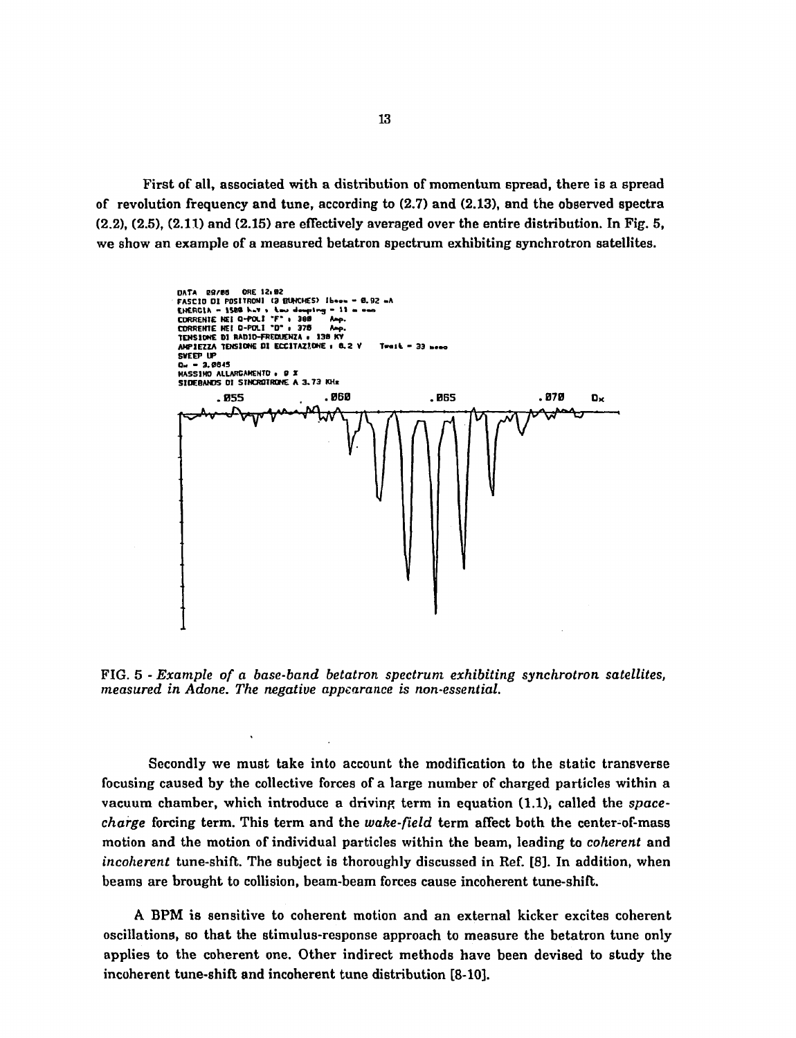First of all, associated with a distribution of momentum spread, there is a spread of revolution frequency and tune, according to (2.7) and (2.13), and the observed spectra (2.2), (2.5), (2.11) and (2.15) are effectively averaged over the entire distribution. In Fig. 5, we show an example of a measured betatron spectrum exhibiting synchrotron satellites.

FIG. 5 - *Example of a base-band betatron spectrum exhibiting synchrotron satellites, measured in Adone. The negative appearance is non-essential.*

Secondly we must take into account the modification to the static transverse focusing caused by the collective forces of a large number of charged particles within a vacuum chamber, which introduce a driving term in equation (1.1), called the *space-charge* forcing term. This term and the *wake-field* term affect both the center-of-mass motion and the motion of individual particles within the beam, leading to *coherent* and *incoherent* tune-shift. The subject is thoroughly discussed in Ref. [8]. In addition, when beams are brought to collision, beam-beam forces cause incoherent tune-shift.

A BPM is sensitive to coherent motion and an external kicker excites coherent oscillations, so that the stimulus-response approach to measure the betatron tune only applies to the coherent one. Other indirect methods have been devised to study the incoherent tune-shift and incoherent tune distribution [8-10].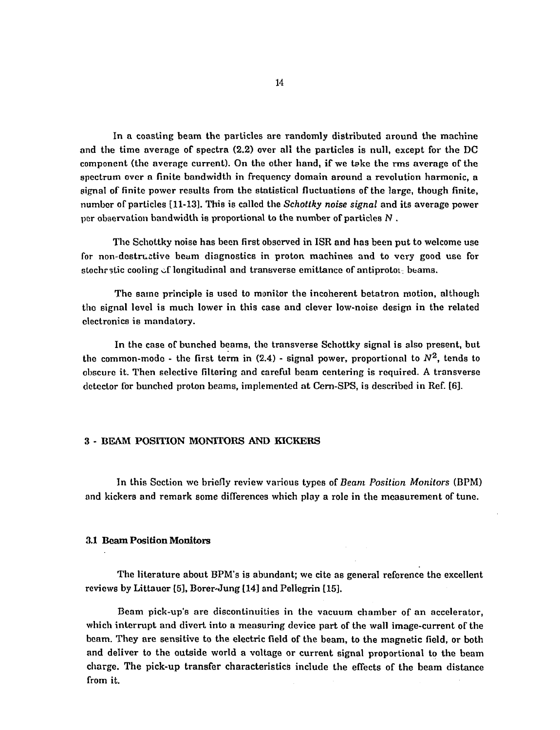In a coasting beam the particles are randomly distributed around the machine and the time average of spectra (2.2) over all the particles is null, except for the DC component (the average current). On the other hand, if we take the rms average of the spectrum over a finite bandwidth in frequency domain around a revolution harmonic, a signal of finite power results from the statistical fluctuations of the large, though finite, number of particles [11-13]. This is called the *Schottky noise signal* and its average power per observation bandwidth is proportional to the number of particles $N$.

The Schottky noise has been first observed in ISR and has been put to welcome use for non-destructive beam diagnostics in proton machines and to very good use for stochastic cooling of longitudinal and transverse emittance of antiproton beams.

The same principle is used to monitor the incoherent betatron motion, although the signal level is much lower in this case and clever low-noise design in the related electronics is mandatory.

In the case of bunched beams, the transverse Schottky signal is also present, but the common-mode - the first term in (2.4) - signal power, proportional to $N^2$, tends to obscure it. Then selective filtering and careful beam centering is required. A transverse detector for bunched proton beams, implemented at Cern-SPS, is described in Ref. [6].

## 3 - BEAM POSITION MONITORS AND KICKERS

In this Section we briefly review various types of *Beam Position Monitors* (BPM) and kickers and remark some differences which play a role in the measurement of tune.

### 3.1 Beam Position Monitors

The literature about BPM's is abundant; we cite as general reference the excellent reviews by Littauer [5], Borer-Jung [14] and Pellegrin [15].

Beam pick-up's are discontinuities in the vacuum chamber of an accelerator, which interrupt and divert into a measuring device part of the wall image-current of the beam. They are sensitive to the electric field of the beam, to the magnetic field, or both and deliver to the outside world a voltage or current signal proportional to the beam charge. The pick-up transfer characteristics include the effects of the beam distance from it.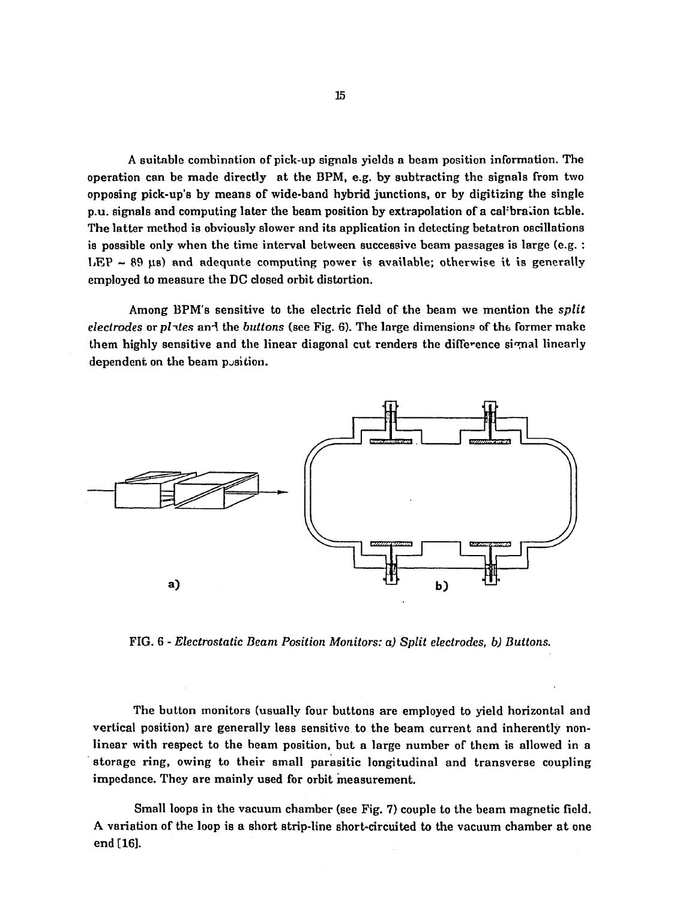A suitable combination of pick-up signals yields a beam position information. The operation can be made directly at the BPM, e.g. by subtracting the signals from two opposing pick-up's by means of wide-band hybrid junctions, or by digitizing the single p.u. signals and computing later the beam position by extrapolation of a calibration table. The latter method is obviously slower and its application in detecting betatron oscillations is possible only when the time interval between successive beam passages is large (e.g. : LEP ~ 89 μs) and adequate computing power is available; otherwise it is generally employed to measure the DC closed orbit distortion.

Among BPM's sensitive to the electric field of the beam we mention the *split electrodes* or *plates* and the *buttons* (see Fig. 6). The large dimensions of the former make them highly sensitive and the linear diagonal cut renders the difference signal linearly dependent on the beam position.

FIG. 6 - *Electrostatic Beam Position Monitors: a) Split electrodes, b) Buttons.*

The button monitors (usually four buttons are employed to yield horizontal and vertical position) are generally less sensitive to the beam current and inherently non-linear with respect to the beam position, but a large number of them is allowed in a storage ring, owing to their small parasitic longitudinal and transverse coupling impedance. They are mainly used for orbit measurement.

Small loops in the vacuum chamber (see Fig. 7) couple to the beam magnetic field. A variation of the loop is a short strip-line short-circuited to the vacuum chamber at one end [16].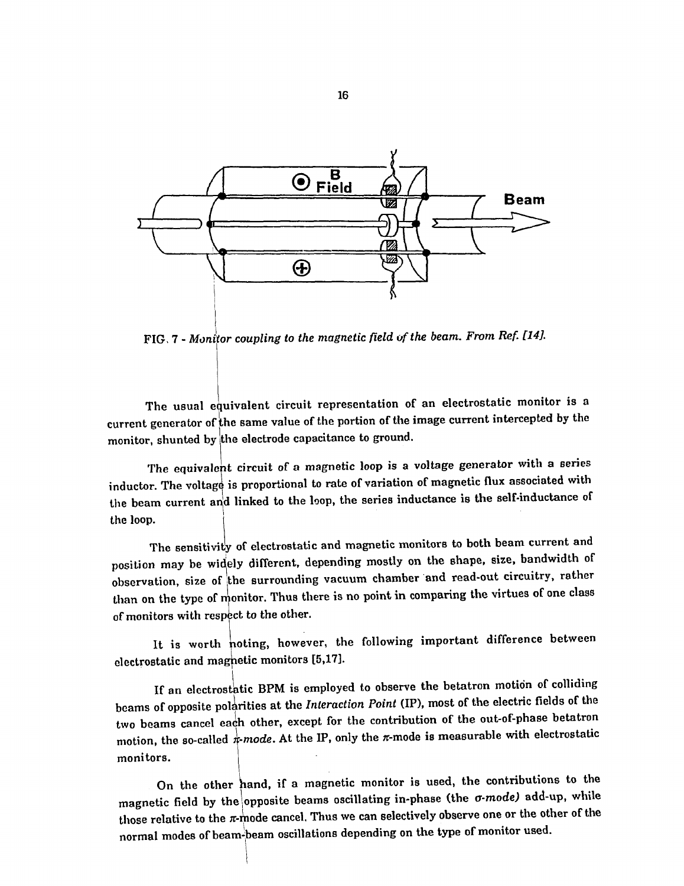FIG. 7 - *Monitor coupling to the magnetic field of the beam. From Ref. [14].*

The usual equivalent circuit representation of an electrostatic monitor is a current generator of the same value of the portion of the image current intercepted by the monitor, shunted by the electrode capacitance to ground.

The equivalent circuit of a magnetic loop is a voltage generator with a series inductor. The voltage is proportional to rate of variation of magnetic flux associated with the beam current and linked to the loop, the series inductance is the self-inductance of the loop.

The sensitivity of electrostatic and magnetic monitors to both beam current and position may be widely different, depending mostly on the shape, size, bandwidth of observation, size of the surrounding vacuum chamber and read-out circuitry, rather than on the type of monitor. Thus there is no point in comparing the virtues of one class of monitors with respect to the other.

It is worth noting, however, the following important difference between electrostatic and magnetic monitors [5,17].

If an electrostatic BPM is employed to observe the betatron motion of colliding beams of opposite polarities at the *Interaction Point* (IP), most of the electric fields of the two beams cancel each other, except for the contribution of the out-of-phase betatron motion, the so-called *$\pi$-mode*. At the IP, only the $\pi$-mode is measurable with electrostatic monitors.

On the other hand, if a magnetic monitor is used, the contributions to the magnetic field by the opposite beams oscillating in-phase (the *$\sigma$-mode)* add-up, while those relative to the $\pi$-mode cancel. Thus we can selectively observe one or the other of the normal modes of beam-beam oscillations depending on the type of monitor used.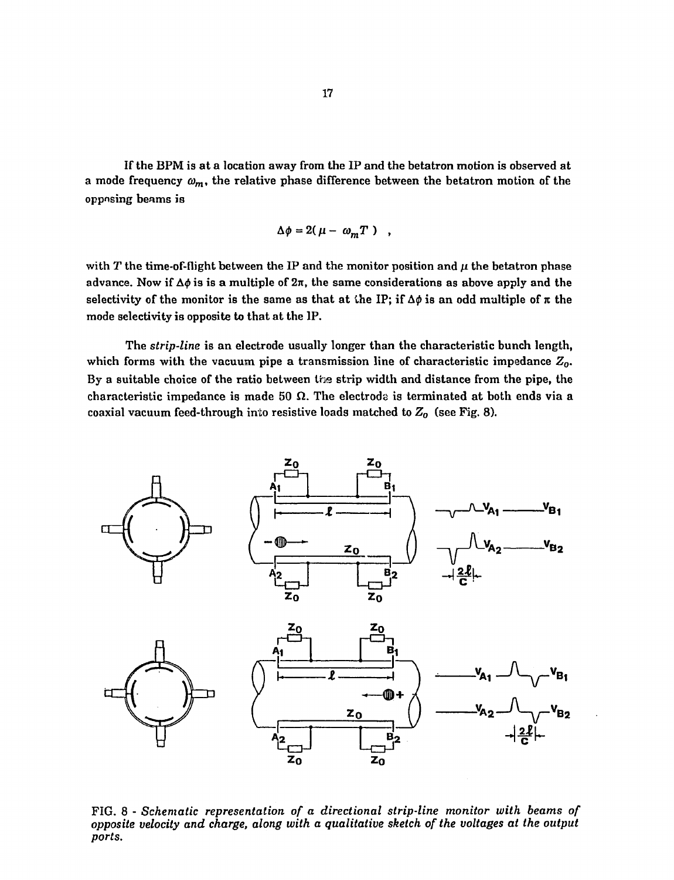If the BPM is at a location away from the IP and the betatron motion is observed at a mode frequency $\omega_m$, the relative phase difference between the betatron motion of the opposing beams is

$$\Delta\phi = 2(\mu - \omega_m T) \quad ,$$

with $T$ the time-of-flight between the IP and the monitor position and $\mu$ the betatron phase advance. Now if $\Delta\phi$ is is a multiple of $2\pi$, the same considerations as above apply and the selectivity of the monitor is the same as that at the IP; if $\Delta\phi$ is an odd multiple of $\pi$ the mode selectivity is opposite to that at the IP.

The *strip-line* is an electrode usually longer than the characteristic bunch length, which forms with the vacuum pipe a transmission line of characteristic impedance $Z_0$. By a suitable choice of the ratio between the strip width and distance from the pipe, the characteristic impedance is made 50 Ω. The electrode is terminated at both ends via a coaxial vacuum feed-through into resistive loads matched to $Z_0$ (see Fig. 8).

FIG. 8 - *Schematic representation of a directional strip-line monitor with beams of opposite velocity and charge, along with a qualitative sketch of the voltages at the output ports.*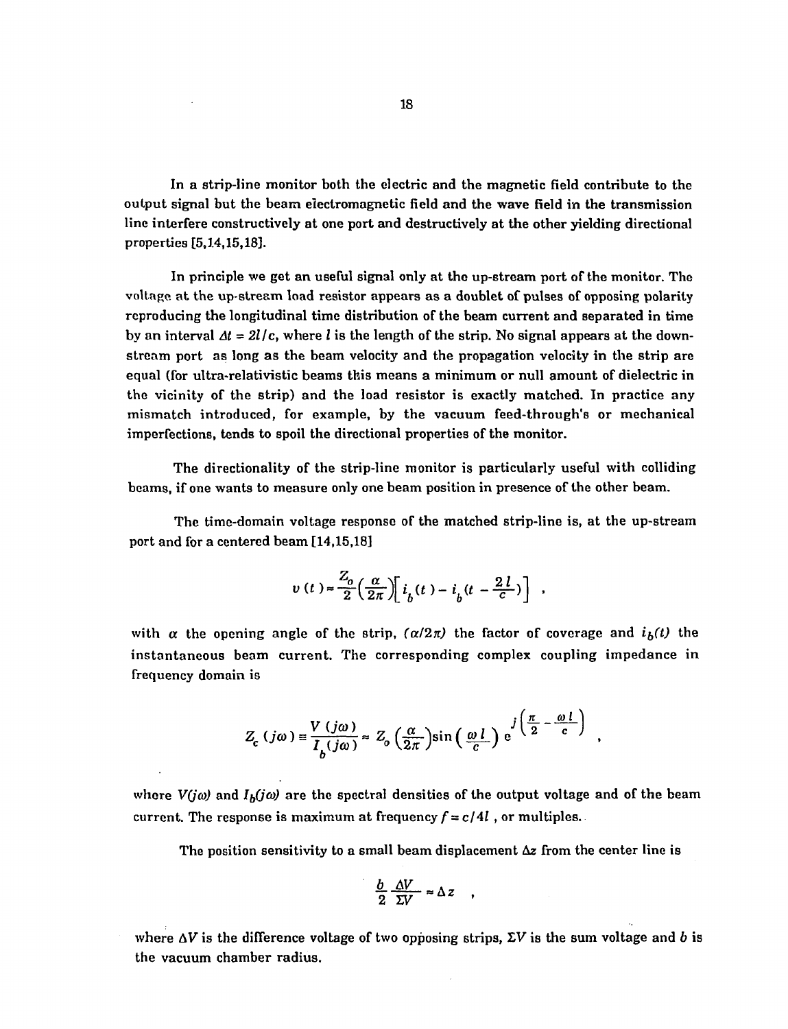In a strip-line monitor both the electric and the magnetic field contribute to the output signal but the beam electromagnetic field and the wave field in the transmission line interfere constructively at one port and destructively at the other yielding directional properties [5,14,15,18].

In principle we get an useful signal only at the up-stream port of the monitor. The voltage at the up-stream load resistor appears as a doublet of pulses of opposing polarity reproducing the longitudinal time distribution of the beam current and separated in time by an interval $\Delta t = 2l/c$, where $l$ is the length of the strip. No signal appears at the down-stream port as long as the beam velocity and the propagation velocity in the strip are equal (for ultra-relativistic beams this means a minimum or null amount of dielectric in the vicinity of the strip) and the load resistor is exactly matched. In practice any mismatch introduced, for example, by the vacuum feed-through's or mechanical imperfections, tends to spoil the directional properties of the monitor.

The directionality of the strip-line monitor is particularly useful with colliding beams, if one wants to measure only one beam position in presence of the other beam.

The time-domain voltage response of the matched strip-line is, at the up-stream port and for a centered beam [14,15,18]

$$v(t) = \frac{Z_o}{2}\left(\frac{\alpha}{2\pi}\right)\left[i_b(t) - i_b\left(t - \frac{2l}{c}\right)\right] \ ,$$

with $\alpha$ the opening angle of the strip, $(\alpha/2\pi)$ the factor of coverage and $i_b(t)$ the instantaneous beam current. The corresponding complex coupling impedance in frequency domain is

$$Z_c(j\omega) \equiv \frac{V(j\omega)}{I_b(j\omega)} = Z_o\left(\frac{\alpha}{2\pi}\right)\sin\left(\frac{\omega l}{c}\right) e^{j\left(\frac{\pi}{2} - \frac{\omega l}{c}\right)} \ ,$$

where $V(j\omega)$ and $I_b(j\omega)$ are the spectral densities of the output voltage and of the beam current. The response is maximum at frequency $f = c/4l$, or multiples.

The position sensitivity to a small beam displacement $\Delta z$ from the center line is

$$\frac{b}{2}\frac{\Delta V}{\Sigma V} \approx \Delta z \ ,$$

where $\Delta V$ is the difference voltage of two opposing strips, $\Sigma V$ is the sum voltage and $b$ is the vacuum chamber radius.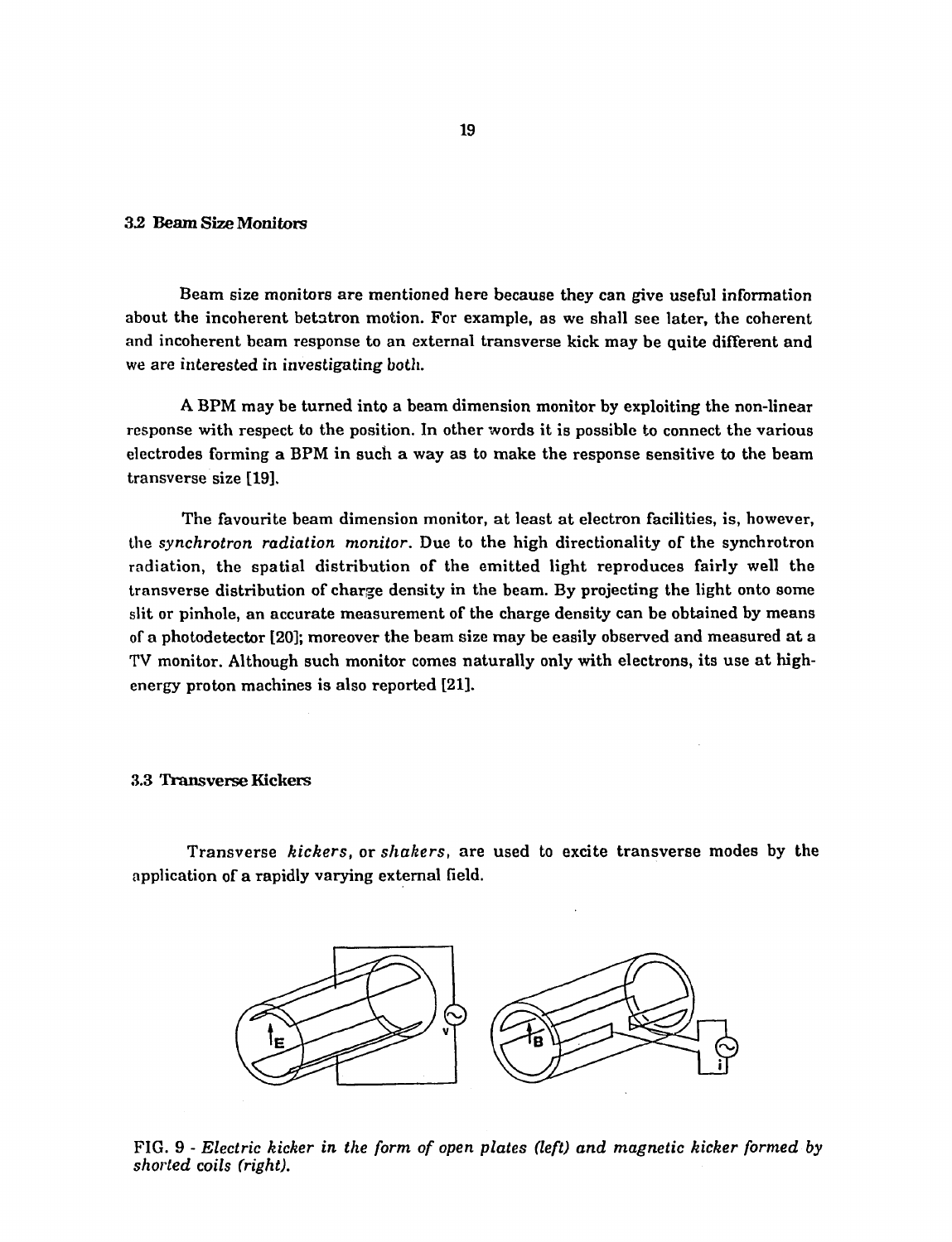### 3.2 Beam Size Monitors

Beam size monitors are mentioned here because they can give useful information about the incoherent betatron motion. For example, as we shall see later, the coherent and incoherent beam response to an external transverse kick may be quite different and we are interested in investigating both.

A BPM may be turned into a beam dimension monitor by exploiting the non-linear response with respect to the position. In other words it is possible to connect the various electrodes forming a BPM in such a way as to make the response sensitive to the beam transverse size [19].

The favourite beam dimension monitor, at least at electron facilities, is, however, the *synchrotron radiation monitor*. Due to the high directionality of the synchrotron radiation, the spatial distribution of the emitted light reproduces fairly well the transverse distribution of charge density in the beam. By projecting the light onto some slit or pinhole, an accurate measurement of the charge density can be obtained by means of a photodetector [20]; moreover the beam size may be easily observed and measured at a TV monitor. Although such monitor comes naturally only with electrons, its use at high-energy proton machines is also reported [21].

### 3.3 Transverse Kickers

Transverse *kickers*, or *shakers*, are used to excite transverse modes by the application of a rapidly varying external field.

FIG. 9 - *Electric kicker in the form of open plates (left) and magnetic kicker formed by shorted coils (right).*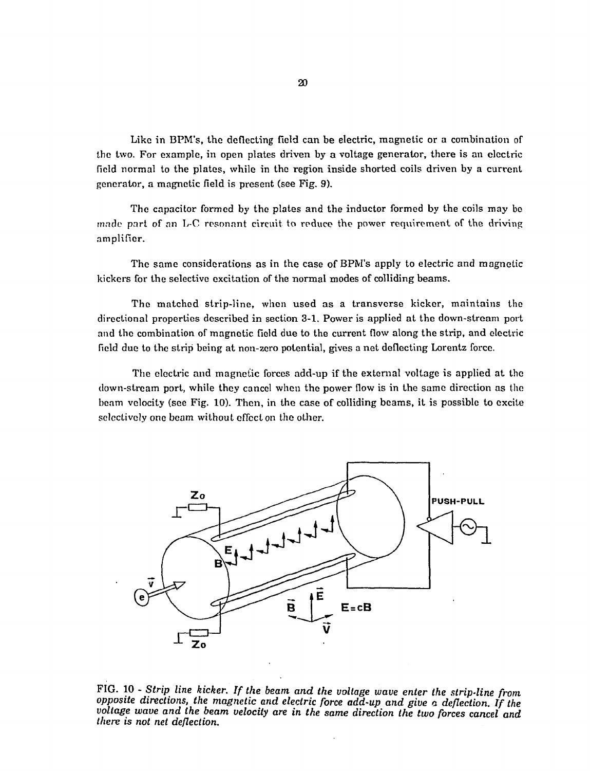Like in BPM's, the deflecting field can be electric, magnetic or a combination of the two. For example, in open plates driven by a voltage generator, there is an electric field normal to the plates, while in the region inside shorted coils driven by a current generator, a magnetic field is present (see Fig. 9).

The capacitor formed by the plates and the inductor formed by the coils may be made part of an L-C resonant circuit to reduce the power requirement of the driving amplifier.

The same considerations as in the case of BPM's apply to electric and magnetic kickers for the selective excitation of the normal modes of colliding beams.

The matched strip-line, when used as a transverse kicker, maintains the directional properties described in section 3-1. Power is applied at the down-stream port and the combination of magnetic field due to the current flow along the strip, and electric field due to the strip being at non-zero potential, gives a net deflecting Lorentz force.

The electric and magnetic forces add-up if the external voltage is applied at the down-stream port, while they cancel when the power flow is in the same direction as the beam velocity (see Fig. 10). Then, in the case of colliding beams, it is possible to excite selectively one beam without effect on the other.

FIG. 10 - *Strip line kicker. If the beam and the voltage wave enter the strip-line from opposite directions, the magnetic and electric force add-up and give a deflection. If the voltage wave and the beam velocity are in the same direction the two forces cancel and there is not net deflection.*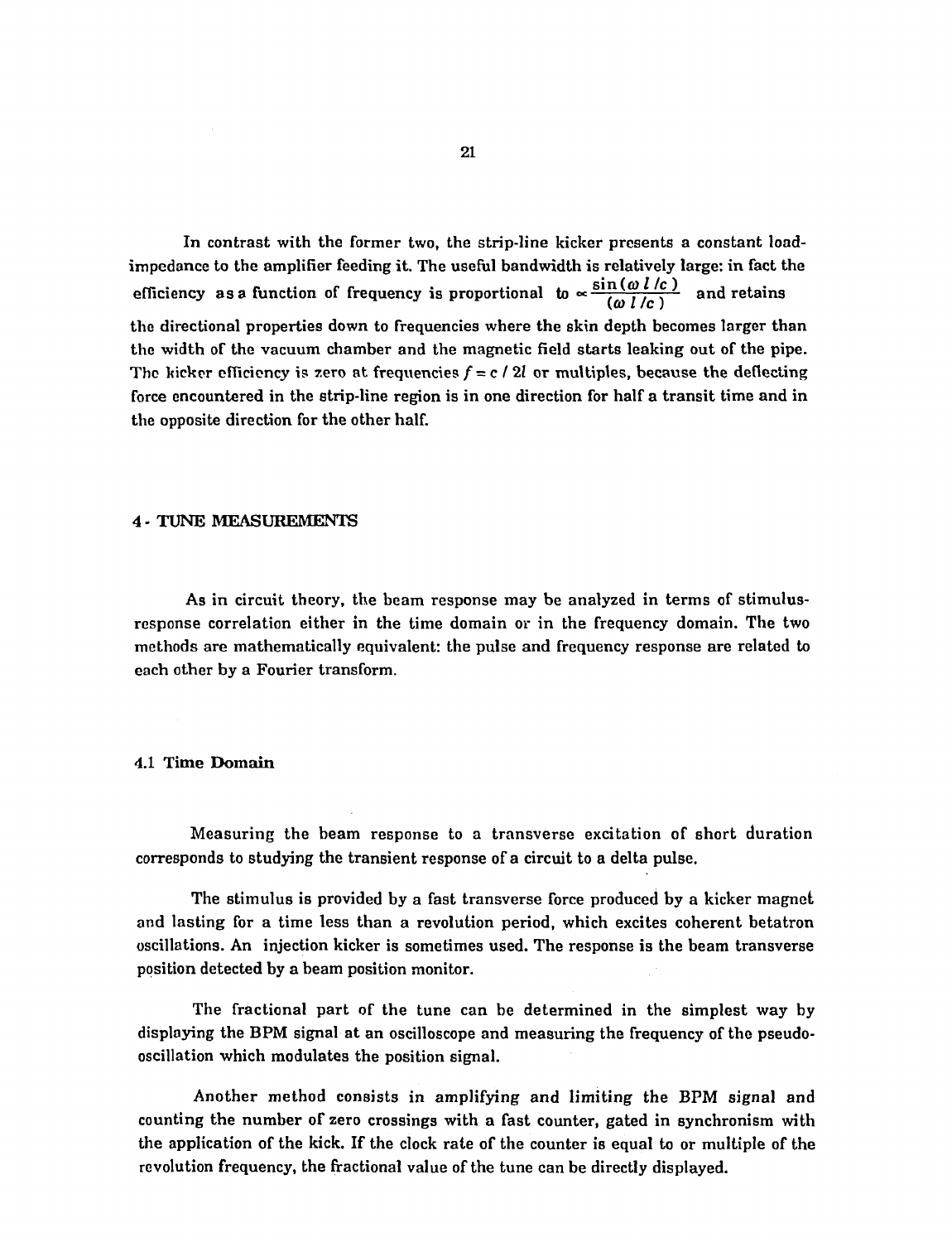In contrast with the former two, the strip-line kicker presents a constant load-impedance to the amplifier feeding it. The useful bandwidth is relatively large: in fact the efficiency as a function of frequency is proportional to $\propto \frac{\sin(\omega\, l / c)}{(\omega\, l / c)}$ and retains the directional properties down to frequencies where the skin depth becomes larger than the width of the vacuum chamber and the magnetic field starts leaking out of the pipe. The kicker efficiency is zero at frequencies $f = c\, /\, 2l$ or multiples, because the deflecting force encountered in the strip-line region is in one direction for half a transit time and in the opposite direction for the other half.

## 4 - TUNE MEASUREMENTS

As in circuit theory, the beam response may be analyzed in terms of stimulus-response correlation either in the time domain or in the frequency domain. The two methods are mathematically equivalent: the pulse and frequency response are related to each other by a Fourier transform.

### 4.1 Time Domain

Measuring the beam response to a transverse excitation of short duration corresponds to studying the transient response of a circuit to a delta pulse.

The stimulus is provided by a fast transverse force produced by a kicker magnet and lasting for a time less than a revolution period, which excites coherent betatron oscillations. An injection kicker is sometimes used. The response is the beam transverse position detected by a beam position monitor.

The fractional part of the tune can be determined in the simplest way by displaying the BPM signal at an oscilloscope and measuring the frequency of the pseudo-oscillation which modulates the position signal.

Another method consists in amplifying and limiting the BPM signal and counting the number of zero crossings with a fast counter, gated in synchronism with the application of the kick. If the clock rate of the counter is equal to or multiple of the revolution frequency, the fractional value of the tune can be directly displayed.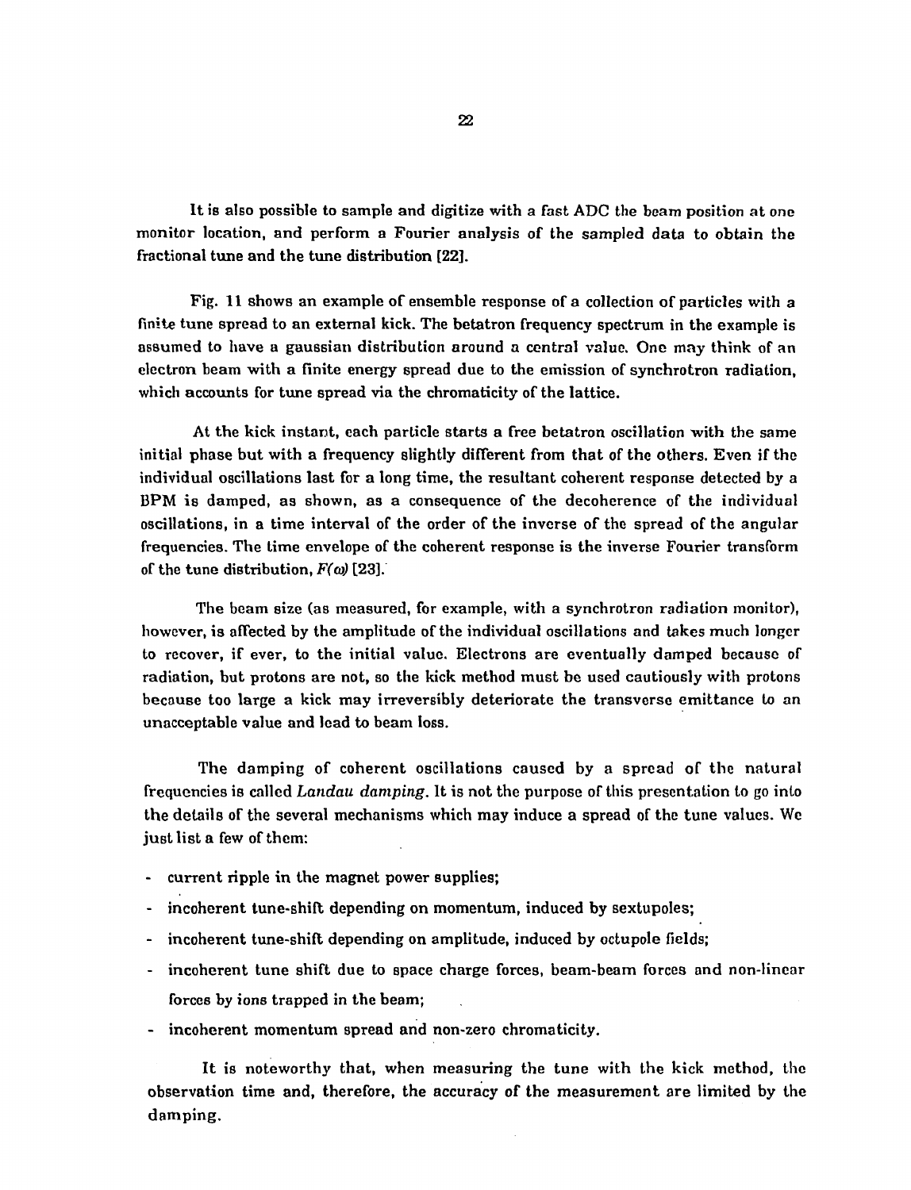It is also possible to sample and digitize with a fast ADC the beam position at one monitor location, and perform a Fourier analysis of the sampled data to obtain the fractional tune and the tune distribution [22].

Fig. 11 shows an example of ensemble response of a collection of particles with a finite tune spread to an external kick. The betatron frequency spectrum in the example is assumed to have a gaussian distribution around a central value. One may think of an electron beam with a finite energy spread due to the emission of synchrotron radiation, which accounts for tune spread via the chromaticity of the lattice.

At the kick instant, each particle starts a free betatron oscillation with the same initial phase but with a frequency slightly different from that of the others. Even if the individual oscillations last for a long time, the resultant coherent response detected by a BPM is damped, as shown, as a consequence of the decoherence of the individual oscillations, in a time interval of the order of the inverse of the spread of the angular frequencies. The time envelope of the coherent response is the inverse Fourier transform of the tune distribution, $F(\omega)$ [23].

The beam size (as measured, for example, with a synchrotron radiation monitor), however, is affected by the amplitude of the individual oscillations and takes much longer to recover, if ever, to the initial value. Electrons are eventually damped because of radiation, but protons are not, so the kick method must be used cautiously with protons because too large a kick may irreversibly deteriorate the transverse emittance to an unacceptable value and lead to beam loss.

The damping of coherent oscillations caused by a spread of the natural frequencies is called *Landau damping*. It is not the purpose of this presentation to go into the details of the several mechanisms which may induce a spread of the tune values. We just list a few of them:

- current ripple in the magnet power supplies;
- incoherent tune-shift depending on momentum, induced by sextupoles;
- incoherent tune-shift depending on amplitude, induced by octupole fields;
- incoherent tune shift due to space charge forces, beam-beam forces and non-linear forces by ions trapped in the beam;
- incoherent momentum spread and non-zero chromaticity.

It is noteworthy that, when measuring the tune with the kick method, the observation time and, therefore, the accuracy of the measurement are limited by the damping.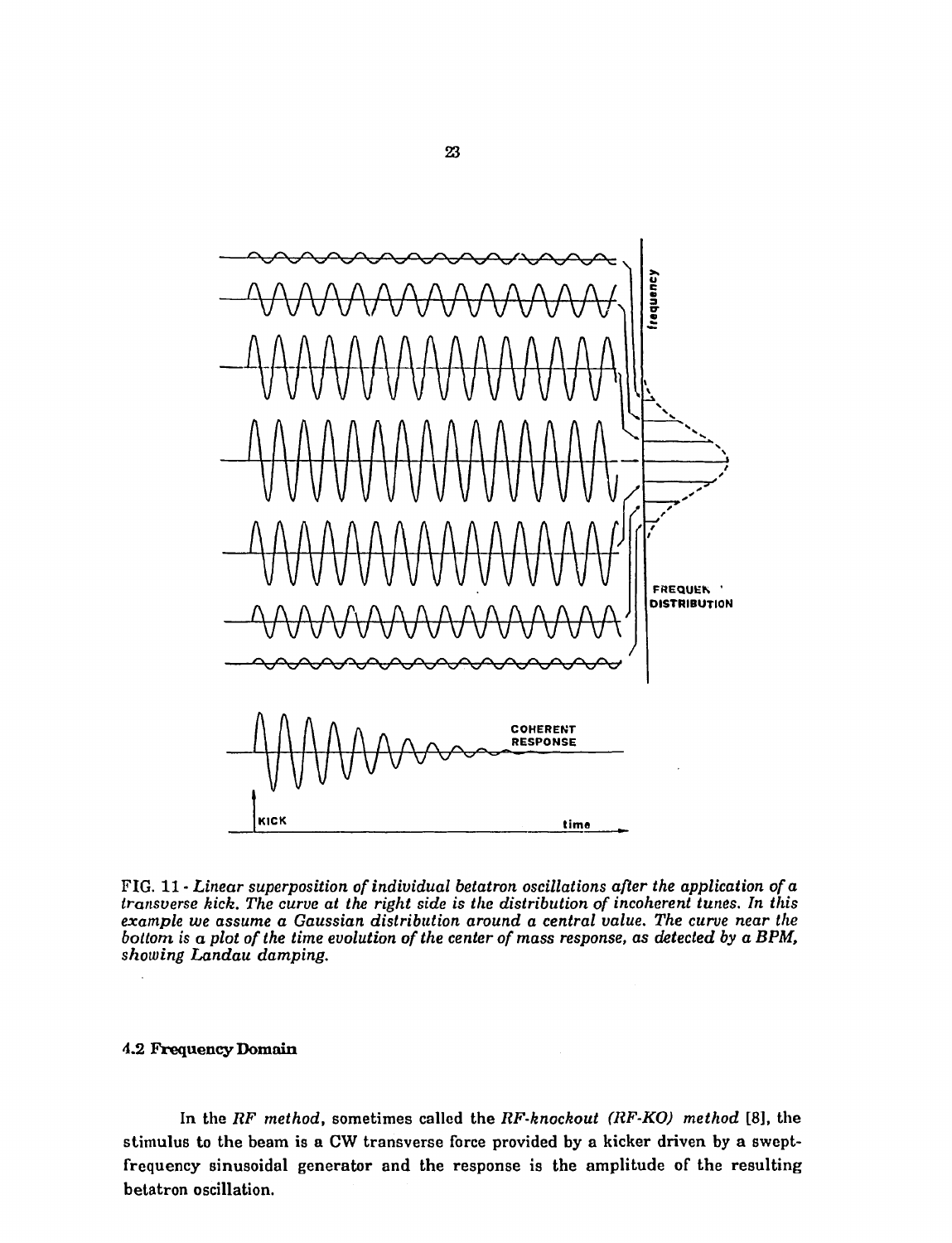FIG. 11 - *Linear superposition of individual betatron oscillations after the application of a transverse kick. The curve at the right side is the distribution of incoherent tunes. In this example we assume a Gaussian distribution around a central value. The curve near the bottom is a plot of the time evolution of the center of mass response, as detected by a BPM, showing Landau damping.*

### 4.2 Frequency Domain

In the *RF method*, sometimes called the *RF-knockout (RF-KO) method* [8], the stimulus to the beam is a CW transverse force provided by a kicker driven by a swept-frequency sinusoidal generator and the response is the amplitude of the resulting betatron oscillation.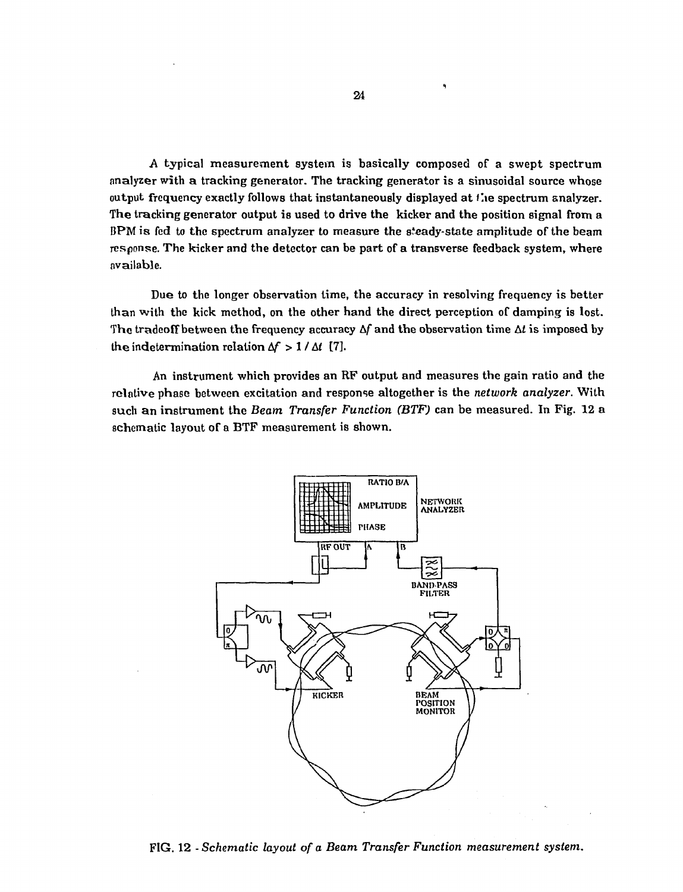A typical measurement system is basically composed of a swept spectrum analyzer with a tracking generator. The tracking generator is a sinusoidal source whose output frequency exactly follows that instantaneously displayed at the spectrum analyzer. The tracking generator output is used to drive the kicker and the position signal from a BPM is fed to the spectrum analyzer to measure the steady-state amplitude of the beam response. The kicker and the detector can be part of a transverse feedback system, where available.

Due to the longer observation time, the accuracy in resolving frequency is better than with the kick method, on the other hand the direct perception of damping is lost. The tradeoff between the frequency accuracy $\Delta f$ and the observation time $\Delta t$ is imposed by the indetermination relation $\Delta f > 1 / \Delta t$ [7].

An instrument which provides an RF output and measures the gain ratio and the relative phase between excitation and response altogether is the *network analyzer*. With such an instrument the *Beam Transfer Function (BTF)* can be measured. In Fig. 12 a schematic layout of a BTF measurement is shown.

FIG. 12 - *Schematic layout of a Beam Transfer Function measurement system.*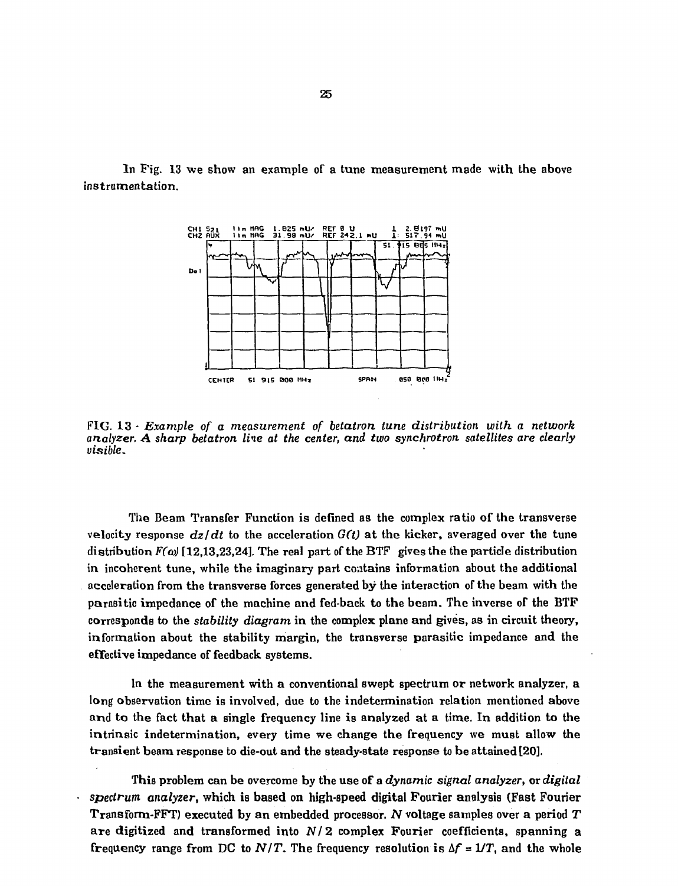In Fig. 13 we show an example of a tune measurement made with the above instrumentation.

FIG. 13 - *Example of a measurement of betatron tune distribution with a network analyzer. A sharp betatron line at the center, and two synchrotron satellites are clearly visible.*

The Beam Transfer Function is defined as the complex ratio of the transverse velocity response $dz/dt$ to the acceleration $G(t)$ at the kicker, averaged over the tune distribution $F(\omega)$ [12,13,23,24]. The real part of the BTF gives the the particle distribution in incoherent tune, while the imaginary part contains information about the additional acceleration from the transverse forces generated by the interaction of the beam with the parasitic impedance of the machine and fed-back to the beam. The inverse of the BTF corresponds to the *stability diagram* in the complex plane and gives, as in circuit theory, information about the stability margin, the transverse parasitic impedance and the effective impedance of feedback systems.

In the measurement with a conventional swept spectrum or network analyzer, a long observation time is involved, due to the indetermination relation mentioned above and to the fact that a single frequency line is analyzed at a time. In addition to the intrinsic indetermination, every time we change the frequency we must allow the transient beam response to die-out and the steady-state response to be attained [20].

This problem can be overcome by the use of a *dynamic signal analyzer*, or *digital spectrum analyzer*, which is based on high-speed digital Fourier analysis (Fast Fourier Transform-FFT) executed by an embedded processor. $N$ voltage samples over a period $T$ are digitized and transformed into $N/2$ complex Fourier coefficients, spanning a frequency range from DC to $N/T$. The frequency resolution is $\Delta f = 1/T$, and the whole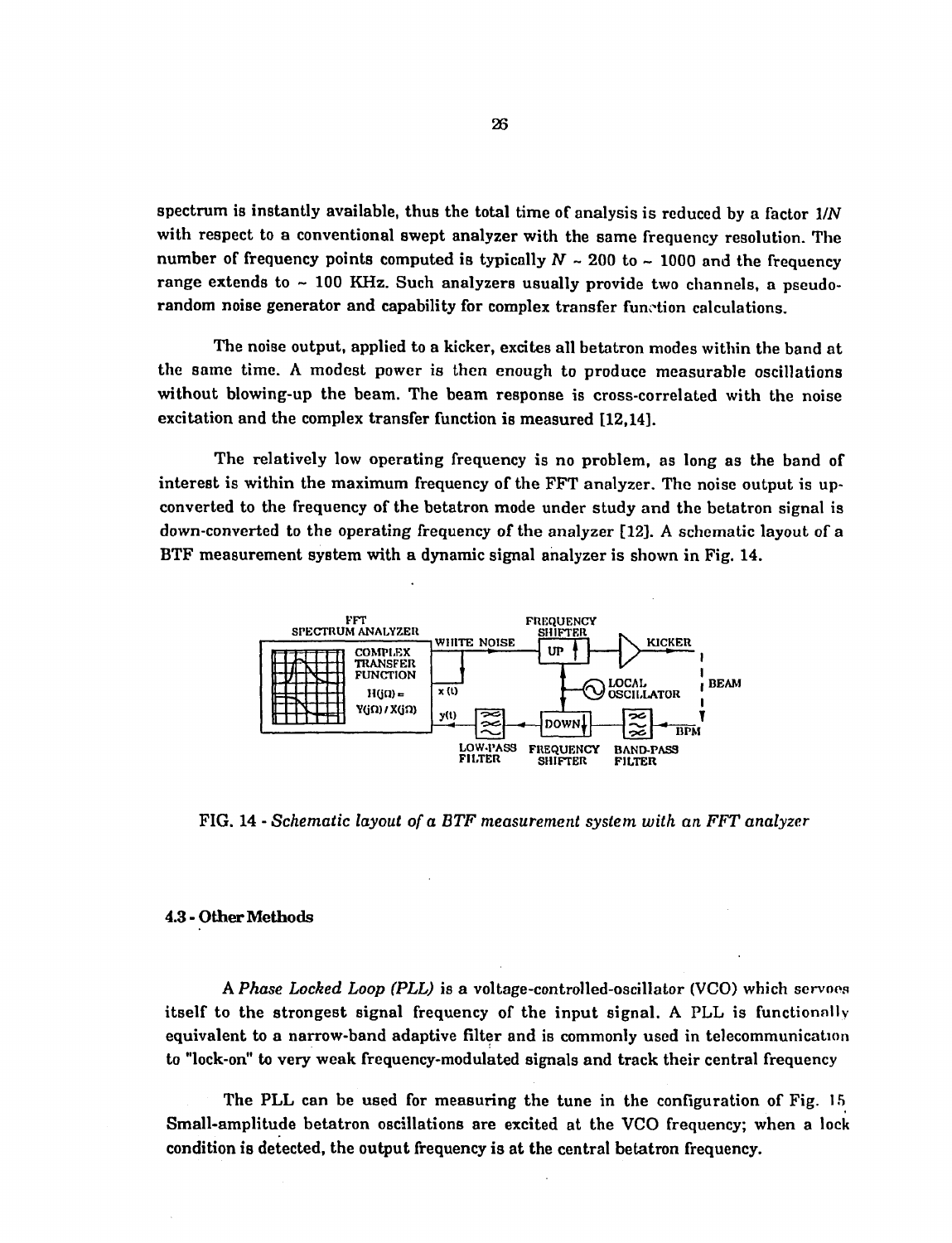spectrum is instantly available, thus the total time of analysis is reduced by a factor $1/N$ with respect to a conventional swept analyzer with the same frequency resolution. The number of frequency points computed is typically $N \sim 200$ to $\sim 1000$ and the frequency range extends to $\sim 100$ KHz. Such analyzers usually provide two channels, a pseudo-random noise generator and capability for complex transfer function calculations.

The noise output, applied to a kicker, excites all betatron modes within the band at the same time. A modest power is then enough to produce measurable oscillations without blowing-up the beam. The beam response is cross-correlated with the noise excitation and the complex transfer function is measured [12,14].

The relatively low operating frequency is no problem, as long as the band of interest is within the maximum frequency of the FFT analyzer. The noise output is up-converted to the frequency of the betatron mode under study and the betatron signal is down-converted to the operating frequency of the analyzer [12]. A schematic layout of a BTF measurement system with a dynamic signal analyzer is shown in Fig. 14.

FIG. 14 - *Schematic layout of a BTF measurement system with an FFT analyzer*

### 4.3 - Other Methods

A *Phase Locked Loop (PLL)* is a voltage-controlled-oscillator (VCO) which servoes itself to the strongest signal frequency of the input signal. A PLL is functionally equivalent to a narrow-band adaptive filter and is commonly used in telecommunication to "lock-on" to very weak frequency-modulated signals and track their central frequency

The PLL can be used for measuring the tune in the configuration of Fig. 15. Small-amplitude betatron oscillations are excited at the VCO frequency; when a lock condition is detected, the output frequency is at the central betatron frequency.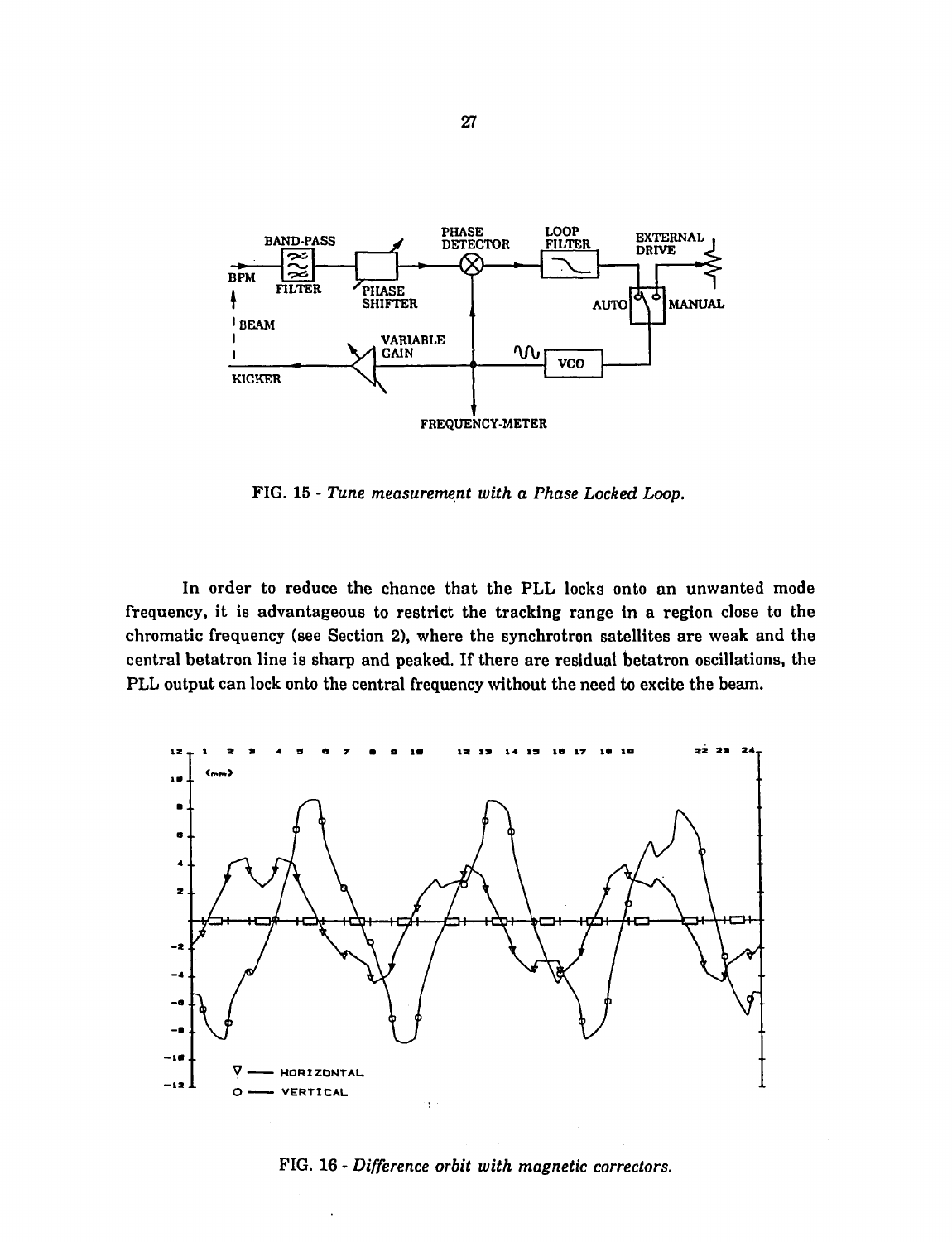FIG. 15 - *Tune measurement with a Phase Locked Loop.*

In order to reduce the chance that the PLL locks onto an unwanted mode frequency, it is advantageous to restrict the tracking range in a region close to the chromatic frequency (see Section 2), where the synchrotron satellites are weak and the central betatron line is sharp and peaked. If there are residual betatron oscillations, the PLL output can lock onto the central frequency without the need to excite the beam.

FIG. 16 - *Difference orbit with magnetic correctors.*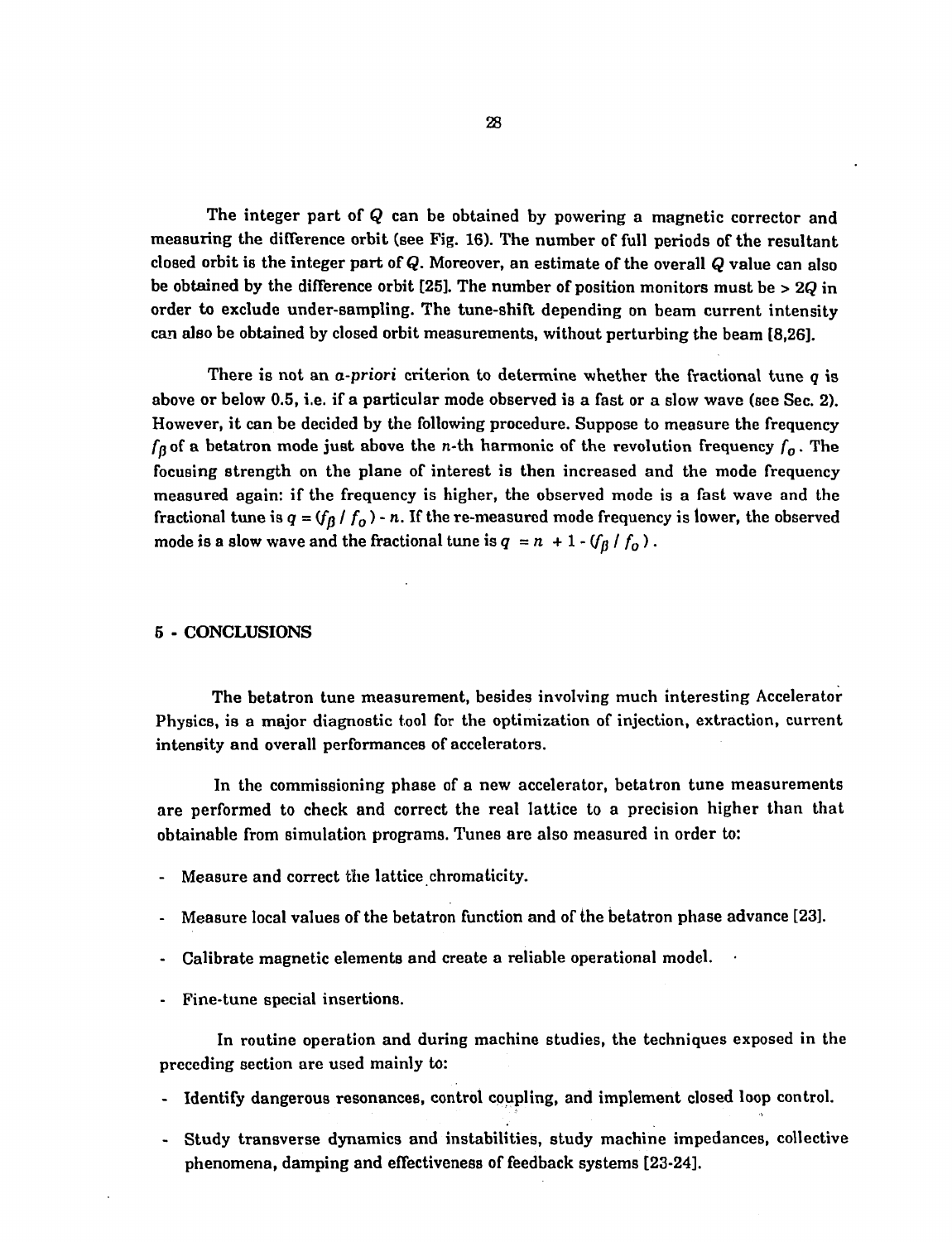The integer part of $Q$ can be obtained by powering a magnetic corrector and measuring the difference orbit (see Fig. 16). The number of full periods of the resultant closed orbit is the integer part of $Q$. Moreover, an estimate of the overall $Q$ value can also be obtained by the difference orbit [25]. The number of position monitors must be $> 2Q$ in order to exclude under-sampling. The tune-shift depending on beam current intensity can also be obtained by closed orbit measurements, without perturbing the beam [8,26].

There is not an *a-priori* criterion to determine whether the fractional tune $q$ is above or below 0.5, i.e. if a particular mode observed is a fast or a slow wave (see Sec. 2). However, it can be decided by the following procedure. Suppose to measure the frequency $f_\beta$ of a betatron mode just above the $n$-th harmonic of the revolution frequency $f_o$. The focusing strength on the plane of interest is then increased and the mode frequency measured again: if the frequency is higher, the observed mode is a fast wave and the fractional tune is $q = (f_\beta / f_o) - n$. If the re-measured mode frequency is lower, the observed mode is a slow wave and the fractional tune is $q = n + 1 - (f_\beta / f_o)$.

## 5 - CONCLUSIONS

The betatron tune measurement, besides involving much interesting Accelerator Physics, is a major diagnostic tool for the optimization of injection, extraction, current intensity and overall performances of accelerators.

In the commissioning phase of a new accelerator, betatron tune measurements are performed to check and correct the real lattice to a precision higher than that obtainable from simulation programs. Tunes are also measured in order to:

- Measure and correct the lattice chromaticity.
- Measure local values of the betatron function and of the betatron phase advance [23].
- Calibrate magnetic elements and create a reliable operational model.
- Fine-tune special insertions.

In routine operation and during machine studies, the techniques exposed in the preceding section are used mainly to:

- Identify dangerous resonances, control coupling, and implement closed loop control.
- Study transverse dynamics and instabilities, study machine impedances, collective phenomena, damping and effectiveness of feedback systems [23-24].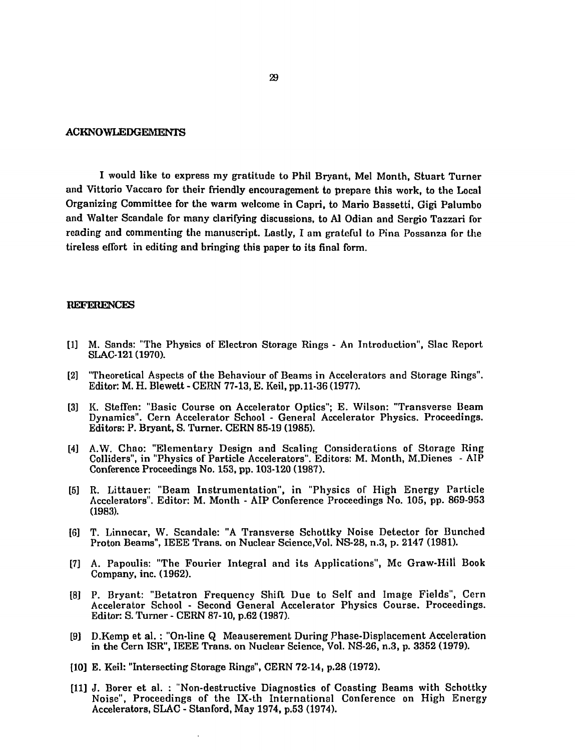## ACKNOWLEDGEMENTS

I would like to express my gratitude to Phil Bryant, Mel Month, Stuart Turner and Vittorio Vaccaro for their friendly encouragement to prepare this work, to the Local Organizing Committee for the warm welcome in Capri, to Mario Bassetti, Gigi Palumbo and Walter Scandale for many clarifying discussions, to Al Odian and Sergio Tazzari for reading and commenting the manuscript. Lastly, I am grateful to Pina Possanza for the tireless effort in editing and bringing this paper to its final form.

## REFERENCES

[1] M. Sands: "The Physics of Electron Storage Rings - An Introduction", Slac Report SLAC-121 (1970).

[2] "Theoretical Aspects of the Behaviour of Beams in Accelerators and Storage Rings". Editor: M. H. Blewett - CERN 77-13, E. Keil, pp.11-36 (1977).

[3] K. Steffen: "Basic Course on Accelerator Optics"; E. Wilson: "Transverse Beam Dynamics". Cern Accelerator School - General Accelerator Physics. Proceedings. Editors: P. Bryant, S. Turner. CERN 85-19 (1985).

[4] A.W. Chao: "Elementary Design and Scaling Considerations of Storage Ring Colliders", in "Physics of Particle Accelerators". Editors: M. Month, M.Dienes - AIP Conference Proceedings No. 153, pp. 103-120 (1987).

[5] R. Littauer: "Beam Instrumentation", in "Physics of High Energy Particle Accelerators". Editor: M. Month - AIP Conference Proceedings No. 105, pp. 869-953 (1983).

[6] T. Linnecar, W. Scandale: "A Transverse Schottky Noise Detector for Bunched Proton Beams", IEEE Trans. on Nuclear Science,Vol. NS-28, n.3, p. 2147 (1981).

[7] A. Papoulis: "The Fourier Integral and its Applications", Mc Graw-Hill Book Company, inc. (1962).

[8] P. Bryant: "Betatron Frequency Shift Due to Self and Image Fields", Cern Accelerator School - Second General Accelerator Physics Course. Proceedings. Editor: S. Turner - CERN 87-10, p.62 (1987).

[9] D.Kemp et al. : "On-line Q Meauserement During Phase-Displacement Acceleration in the Cern ISR", IEEE Trans. on Nuclear Science, Vol. NS-26, n.3, p. 3352 (1979).

[10] E. Keil: "Intersecting Storage Rings", CERN 72-14, p.28 (1972).

[11] J. Borer et al. : "Non-destructive Diagnostics of Coasting Beams with Schottky Noise", Proceedings of the IX-th International Conference on High Energy Accelerators, SLAC - Stanford, May 1974, p.53 (1974).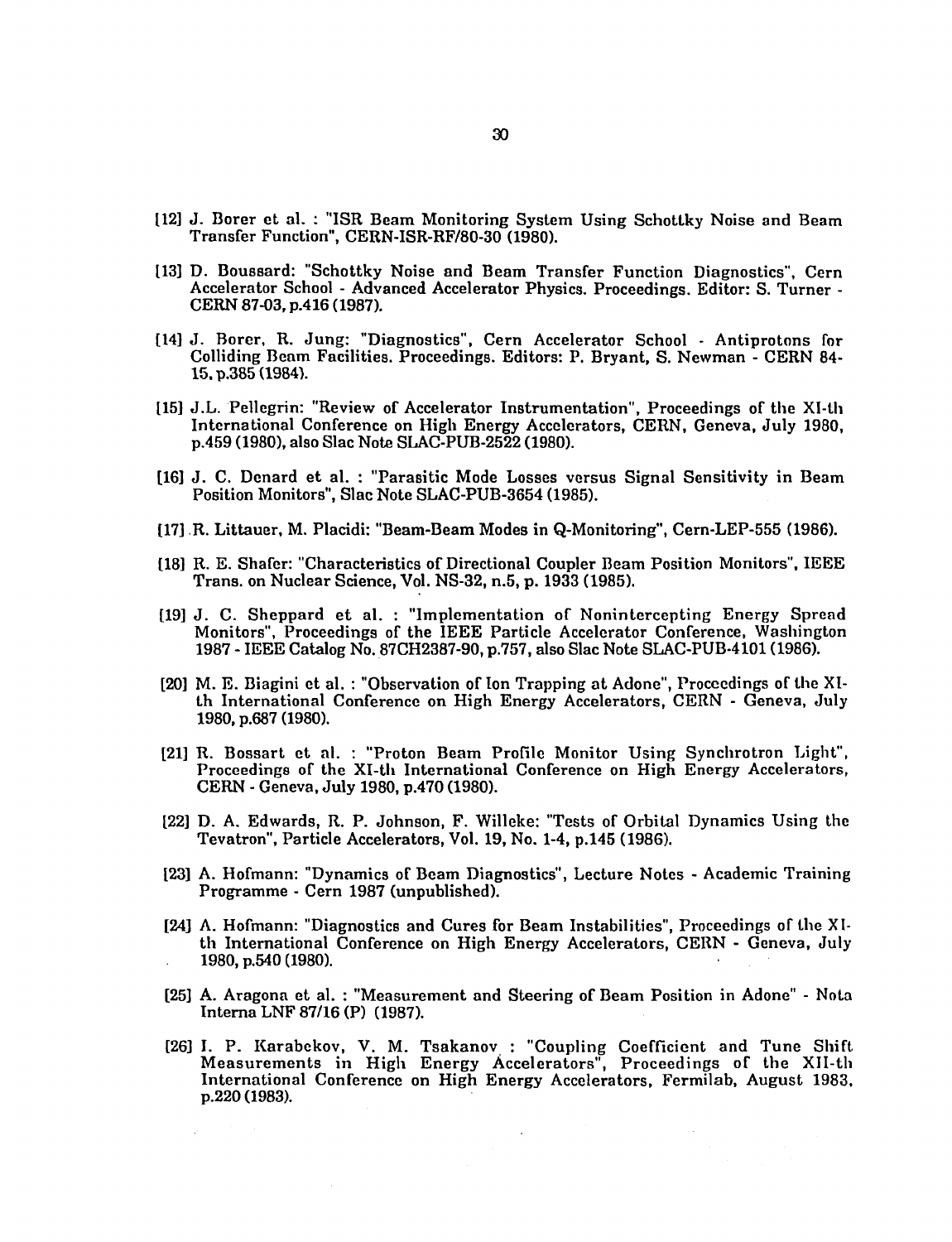[12] J. Borer et al. : "ISR Beam Monitoring System Using Schottky Noise and Beam Transfer Function", CERN-ISR-RF/80-30 (1980).

[13] D. Boussard: "Schottky Noise and Beam Transfer Function Diagnostics", Cern Accelerator School - Advanced Accelerator Physics. Proceedings. Editor: S. Turner - CERN 87-03, p.416 (1987).

[14] J. Borer, R. Jung: "Diagnostics", Cern Accelerator School - Antiprotons for Colliding Beam Facilities. Proceedings. Editors: P. Bryant, S. Newman - CERN 84-15, p.385 (1984).

[15] J.L. Pellegrin: "Review of Accelerator Instrumentation", Proceedings of the XI-th International Conference on High Energy Accelerators, CERN, Geneva, July 1980, p.459 (1980), also Slac Note SLAC-PUB-2522 (1980).

[16] J. C. Denard et al. : "Parasitic Mode Losses versus Signal Sensitivity in Beam Position Monitors", Slac Note SLAC-PUB-3654 (1985).

[17] R. Littauer, M. Placidi: "Beam-Beam Modes in Q-Monitoring", Cern-LEP-555 (1986).

[18] R. E. Shafer: "Characteristics of Directional Coupler Beam Position Monitors", IEEE Trans. on Nuclear Science, Vol. NS-32, n.5, p. 1933 (1985).

[19] J. C. Sheppard et al. : "Implementation of Nonintercepting Energy Spread Monitors", Proceedings of the IEEE Particle Accelerator Conference, Washington 1987 - IEEE Catalog No. 87CH2387-90, p.757, also Slac Note SLAC-PUB-4101 (1986).

[20] M. E. Biagini et al. : "Observation of Ion Trapping at Adone", Proceedings of the XI-th International Conference on High Energy Accelerators, CERN - Geneva, July 1980, p.687 (1980).

[21] R. Bossart et al. : "Proton Beam Profile Monitor Using Synchrotron Light", Proceedings of the XI-th International Conference on High Energy Accelerators, CERN - Geneva, July 1980, p.470 (1980).

[22] D. A. Edwards, R. P. Johnson, F. Willeke: "Tests of Orbital Dynamics Using the Tevatron", Particle Accelerators, Vol. 19, No. 1-4, p.145 (1986).

[23] A. Hofmann: "Dynamics of Beam Diagnostics", Lecture Notes - Academic Training Programme - Cern 1987 (unpublished).

[24] A. Hofmann: "Diagnostics and Cures for Beam Instabilities", Proceedings of the XI-th International Conference on High Energy Accelerators, CERN - Geneva, July 1980, p.540 (1980).

[25] A. Aragona et al. : "Measurement and Steering of Beam Position in Adone" - Nota Interna LNF 87/16 (P) (1987).

[26] I. P. Karabekov, V. M. Tsakanov : "Coupling Coefficient and Tune Shift Measurements in High Energy Accelerators", Proceedings of the XII-th International Conference on High Energy Accelerators, Fermilab, August 1983, p.220 (1983).